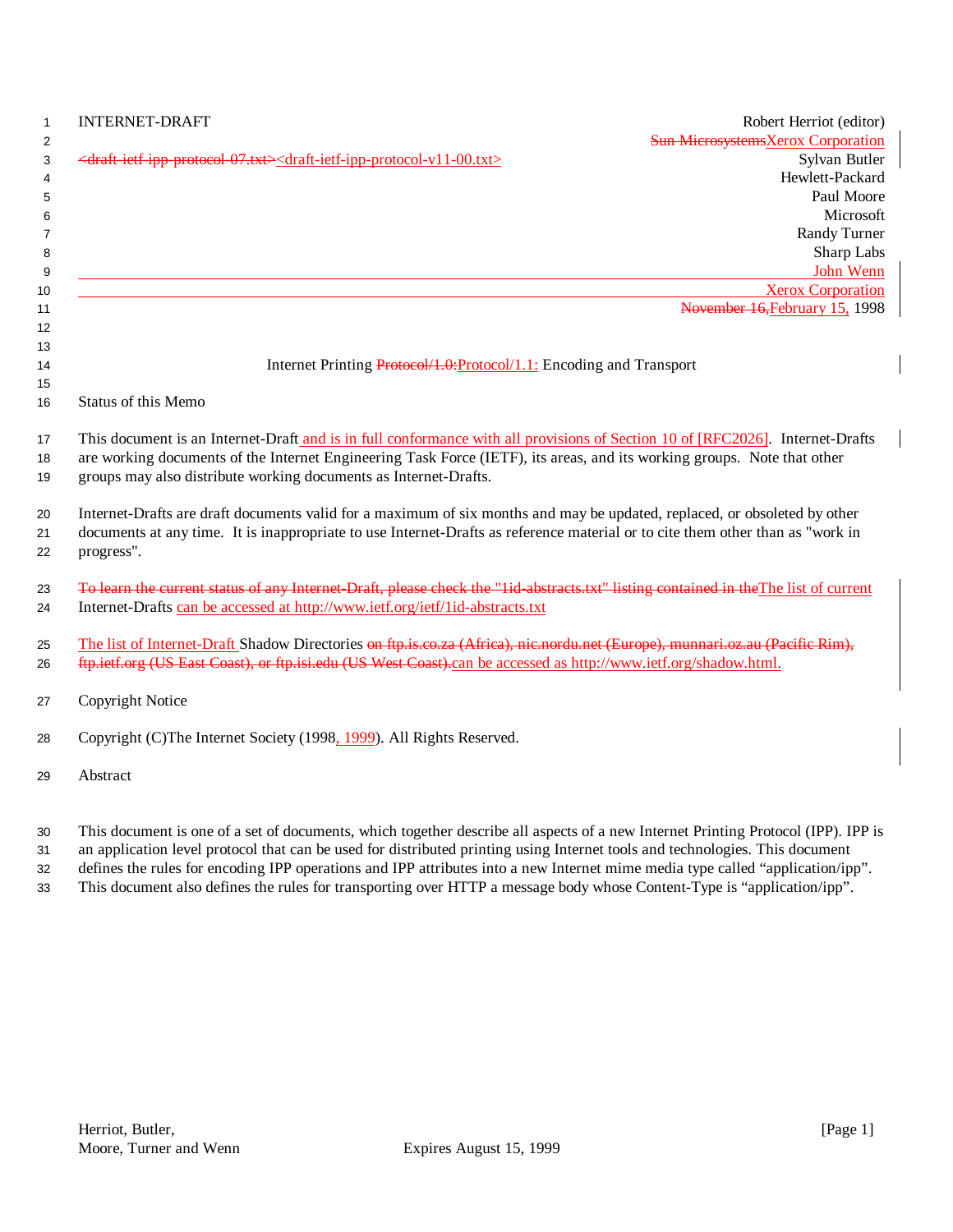INTERNET-DRAFT

<del>&lt;draft-ietf-ipp-protocol-07.txt&gt;</del>&lt;draft-ietf-ipp-protocol-v11-00.txt&gt;

Robert Herriot (editor)
~~Sun Microsystems~~Xerox Corporation
Sylvan Butler
Hewlett-Packard
Paul Moore
Microsoft
Randy Turner
Sharp Labs
John Wenn
Xerox Corporation
~~November 16,~~February 15, 1998

# Internet Printing ~~Protocol/1.0:~~Protocol/1.1: Encoding and Transport

## Status of this Memo

This document is an Internet-Draft and is in full conformance with all provisions of Section 10 of [RFC2026]. Internet-Drafts are working documents of the Internet Engineering Task Force (IETF), its areas, and its working groups. Note that other groups may also distribute working documents as Internet-Drafts.

Internet-Drafts are draft documents valid for a maximum of six months and may be updated, replaced, or obsoleted by other documents at any time. It is inappropriate to use Internet-Drafts as reference material or to cite them other than as "work in progress".

~~To learn the current status of any Internet-Draft, please check the "1id-abstracts.txt" listing contained in the~~The list of current Internet-Drafts can be accessed at http://www.ietf.org/ietf/1id-abstracts.txt

The list of Internet-Draft Shadow Directories ~~on ftp.is.co.za (Africa), nic.nordu.net (Europe), munnari.oz.au (Pacific Rim), ftp.ietf.org (US East Coast), or ftp.isi.edu (US West Coast).~~can be accessed as http://www.ietf.org/shadow.html.

## Copyright Notice

Copyright (C)The Internet Society (1998, 1999). All Rights Reserved.

## Abstract

This document is one of a set of documents, which together describe all aspects of a new Internet Printing Protocol (IPP). IPP is an application level protocol that can be used for distributed printing using Internet tools and technologies. This document defines the rules for encoding IPP operations and IPP attributes into a new Internet mime media type called “application/ipp”. This document also defines the rules for transporting over HTTP a message body whose Content-Type is “application/ipp”.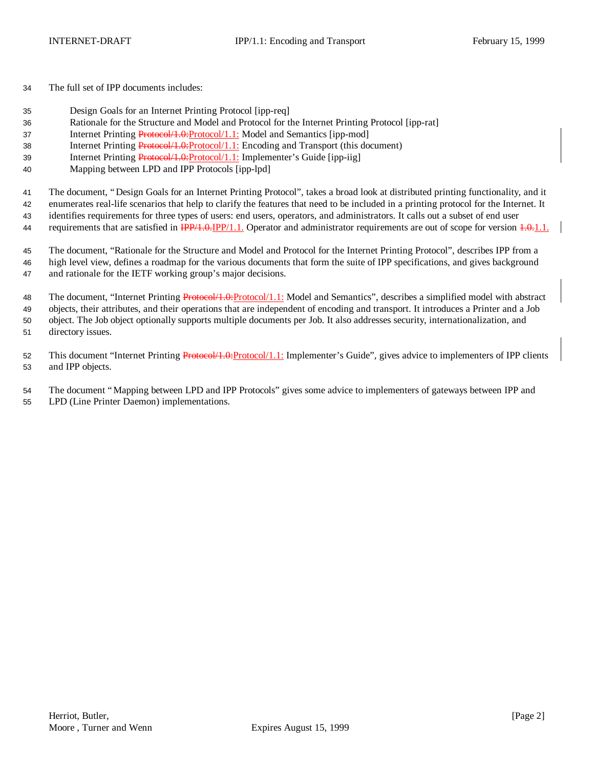The full set of IPP documents includes:

- Design Goals for an Internet Printing Protocol [ipp-req]
- Rationale for the Structure and Model and Protocol for the Internet Printing Protocol [ipp-rat]
- Internet Printing ~~Protocol/1.0:~~Protocol/1.1: Model and Semantics [ipp-mod]
- Internet Printing ~~Protocol/1.0:~~Protocol/1.1: Encoding and Transport (this document)
- Internet Printing ~~Protocol/1.0:~~Protocol/1.1: Implementer's Guide [ipp-iig]
- Mapping between LPD and IPP Protocols [ipp-lpd]

The document, "Design Goals for an Internet Printing Protocol", takes a broad look at distributed printing functionality, and it enumerates real-life scenarios that help to clarify the features that need to be included in a printing protocol for the Internet. It identifies requirements for three types of users: end users, operators, and administrators. It calls out a subset of end user requirements that are satisfied in ~~IPP/1.0.~~IPP/1.1. Operator and administrator requirements are out of scope for version ~~1.0.~~1.1.

The document, "Rationale for the Structure and Model and Protocol for the Internet Printing Protocol", describes IPP from a high level view, defines a roadmap for the various documents that form the suite of IPP specifications, and gives background and rationale for the IETF working group's major decisions.

The document, "Internet Printing ~~Protocol/1.0:~~Protocol/1.1: Model and Semantics", describes a simplified model with abstract objects, their attributes, and their operations that are independent of encoding and transport. It introduces a Printer and a Job object. The Job object optionally supports multiple documents per Job. It also addresses security, internationalization, and directory issues.

This document "Internet Printing ~~Protocol/1.0:~~Protocol/1.1: Implementer's Guide", gives advice to implementers of IPP clients and IPP objects.

The document "Mapping between LPD and IPP Protocols" gives some advice to implementers of gateways between IPP and LPD (Line Printer Daemon) implementations.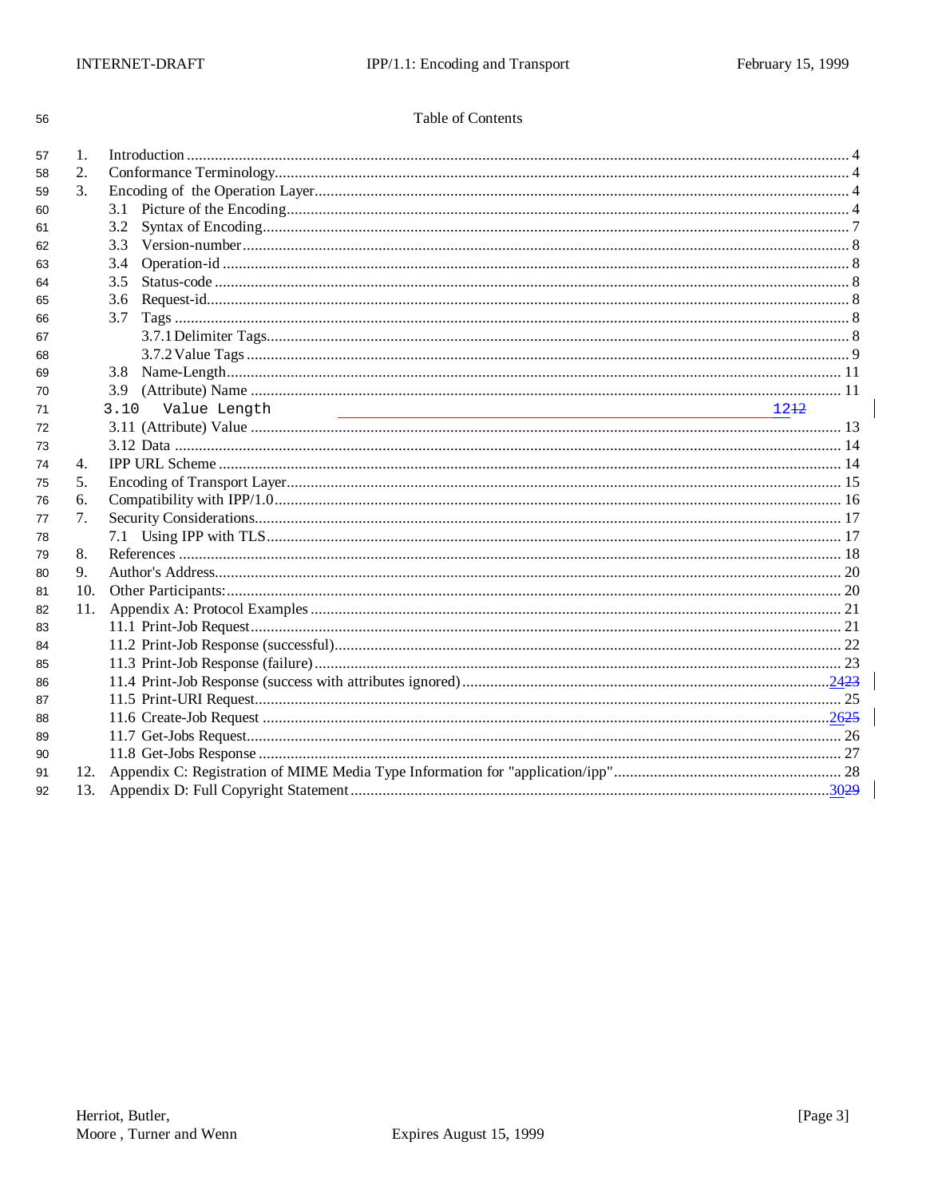Table of Contents

1. Introduction .... 4
2. Conformance Terminology .... 4
3. Encoding of the Operation Layer .... 4
   - 3.1 Picture of the Encoding .... 4
   - 3.2 Syntax of Encoding .... 7
   - 3.3 Version-number .... 8
   - 3.4 Operation-id .... 8
   - 3.5 Status-code .... 8
   - 3.6 Request-id .... 8
   - 3.7 Tags .... 8
     - 3.7.1 Delimiter Tags .... 8
     - 3.7.2 Value Tags .... 9
   - 3.8 Name-Length .... 11
   - 3.9 (Attribute) Name .... 11
   - 3.10 Value Length .... 1212
   - 3.11 (Attribute) Value .... 13
   - 3.12 Data .... 14
4. IPP URL Scheme .... 14
5. Encoding of Transport Layer .... 15
6. Compatibility with IPP/1.0 .... 16
7. Security Considerations .... 17
   - 7.1 Using IPP with TLS .... 17
8. References .... 18
9. Author's Address .... 20
10. Other Participants: .... 20
11. Appendix A: Protocol Examples .... 21
    - 11.1 Print-Job Request .... 21
    - 11.2 Print-Job Response (successful) .... 22
    - 11.3 Print-Job Response (failure) .... 23
    - 11.4 Print-Job Response (success with attributes ignored) .... 2423
    - 11.5 Print-URI Request .... 25
    - 11.6 Create-Job Request .... 2625
    - 11.7 Get-Jobs Request .... 26
    - 11.8 Get-Jobs Response .... 27
12. Appendix C: Registration of MIME Media Type Information for "application/ipp" .... 28
13. Appendix D: Full Copyright Statement .... 3029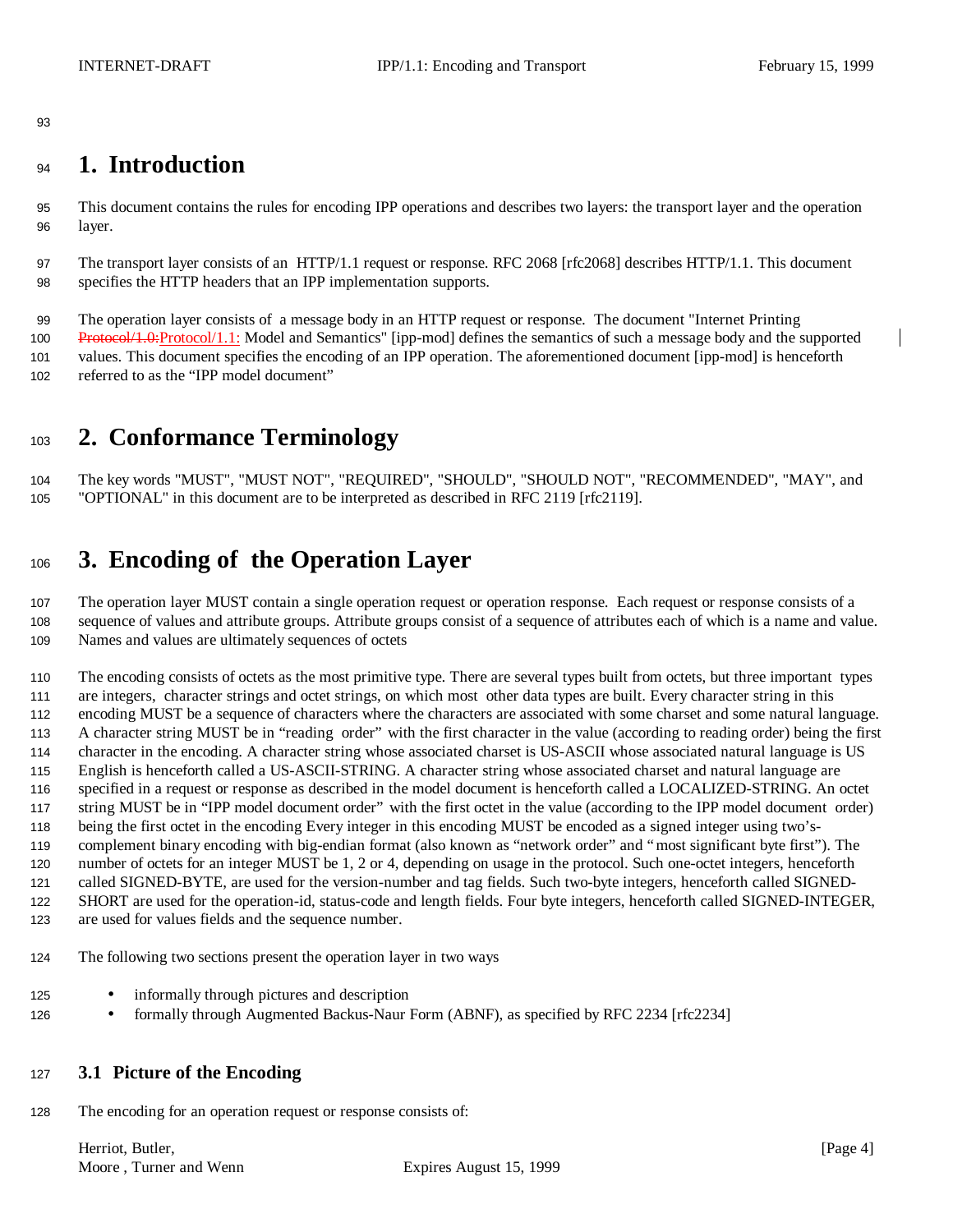# 1. Introduction

This document contains the rules for encoding IPP operations and describes two layers: the transport layer and the operation layer.

The transport layer consists of an HTTP/1.1 request or response. RFC 2068 [rfc2068] describes HTTP/1.1. This document specifies the HTTP headers that an IPP implementation supports.

The operation layer consists of a message body in an HTTP request or response. The document "Internet Printing ~~Protocol/1.0:~~Protocol/1.1: Model and Semantics" [ipp-mod] defines the semantics of such a message body and the supported values. This document specifies the encoding of an IPP operation. The aforementioned document [ipp-mod] is henceforth referred to as the "IPP model document"

# 2. Conformance Terminology

The key words "MUST", "MUST NOT", "REQUIRED", "SHOULD", "SHOULD NOT", "RECOMMENDED", "MAY", and "OPTIONAL" in this document are to be interpreted as described in RFC 2119 [rfc2119].

# 3. Encoding of the Operation Layer

The operation layer MUST contain a single operation request or operation response. Each request or response consists of a sequence of values and attribute groups. Attribute groups consist of a sequence of attributes each of which is a name and value. Names and values are ultimately sequences of octets

The encoding consists of octets as the most primitive type. There are several types built from octets, but three important types are integers, character strings and octet strings, on which most other data types are built. Every character string in this encoding MUST be a sequence of characters where the characters are associated with some charset and some natural language. A character string MUST be in "reading order" with the first character in the value (according to reading order) being the first character in the encoding. A character string whose associated charset is US-ASCII whose associated natural language is US English is henceforth called a US-ASCII-STRING. A character string whose associated charset and natural language are specified in a request or response as described in the model document is henceforth called a LOCALIZED-STRING. An octet string MUST be in "IPP model document order" with the first octet in the value (according to the IPP model document order) being the first octet in the encoding Every integer in this encoding MUST be encoded as a signed integer using two's-complement binary encoding with big-endian format (also known as "network order" and "most significant byte first"). The number of octets for an integer MUST be 1, 2 or 4, depending on usage in the protocol. Such one-octet integers, henceforth called SIGNED-BYTE, are used for the version-number and tag fields. Such two-byte integers, henceforth called SIGNED-SHORT are used for the operation-id, status-code and length fields. Four byte integers, henceforth called SIGNED-INTEGER, are used for values fields and the sequence number.

The following two sections present the operation layer in two ways

- informally through pictures and description
- formally through Augmented Backus-Naur Form (ABNF), as specified by RFC 2234 [rfc2234]

## 3.1 Picture of the Encoding

The encoding for an operation request or response consists of: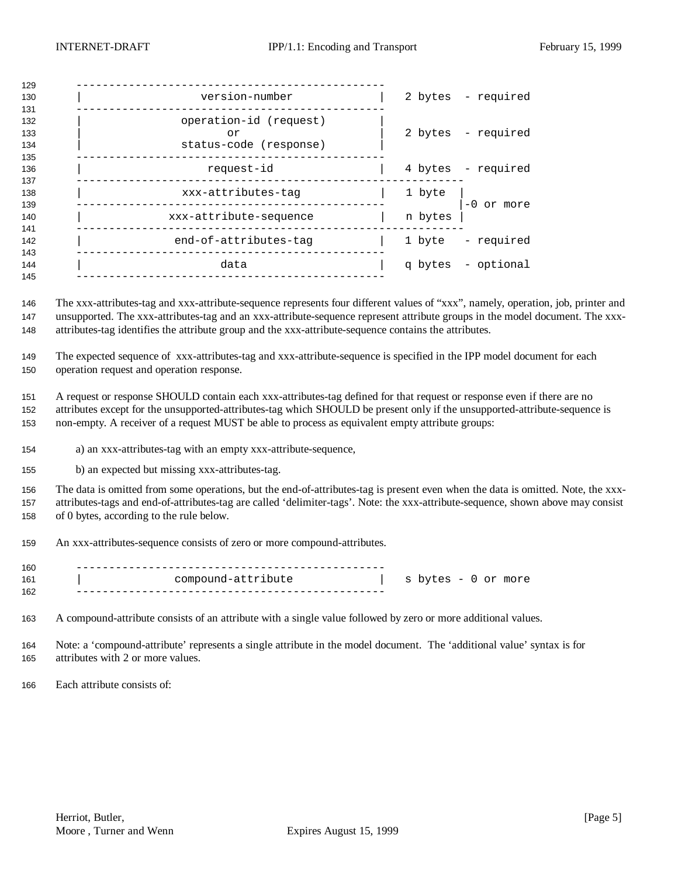```
-----------------------------------------------
|                  version-number             |   2 bytes  - required
-----------------------------------------------
|               operation-id (request)        |
|                      or                     |   2 bytes  - required
|               status-code (response)        |
-----------------------------------------------
|                   request-id                |   4 bytes  - required
-----------------------------------------------------------
|               xxx-attributes-tag            |  1 byte  |
-----------------------------------------------          |-0 or more
|             xxx-attribute-sequence          |  n bytes |
-----------------------------------------------------------
|              end-of-attributes-tag          |  1 byte   - required
-----------------------------------------------
|                     data                    |  q bytes  - optional
-----------------------------------------------
```

The xxx-attributes-tag and xxx-attribute-sequence represents four different values of "xxx", namely, operation, job, printer and unsupported. The xxx-attributes-tag and an xxx-attribute-sequence represent attribute groups in the model document. The xxx-attributes-tag identifies the attribute group and the xxx-attribute-sequence contains the attributes.

The expected sequence of xxx-attributes-tag and xxx-attribute-sequence is specified in the IPP model document for each operation request and operation response.

A request or response SHOULD contain each xxx-attributes-tag defined for that request or response even if there are no attributes except for the unsupported-attributes-tag which SHOULD be present only if the unsupported-attribute-sequence is non-empty. A receiver of a request MUST be able to process as equivalent empty attribute groups:

a) an xxx-attributes-tag with an empty xxx-attribute-sequence,

b) an expected but missing xxx-attributes-tag.

The data is omitted from some operations, but the end-of-attributes-tag is present even when the data is omitted. Note, the xxx-attributes-tags and end-of-attributes-tag are called 'delimiter-tags'. Note: the xxx-attribute-sequence, shown above may consist of 0 bytes, according to the rule below.

An xxx-attributes-sequence consists of zero or more compound-attributes.

```
-----------------------------------------------
|               compound-attribute            |   s bytes - 0 or more
-----------------------------------------------
```

A compound-attribute consists of an attribute with a single value followed by zero or more additional values.

Note: a 'compound-attribute' represents a single attribute in the model document. The 'additional value' syntax is for attributes with 2 or more values.

Each attribute consists of: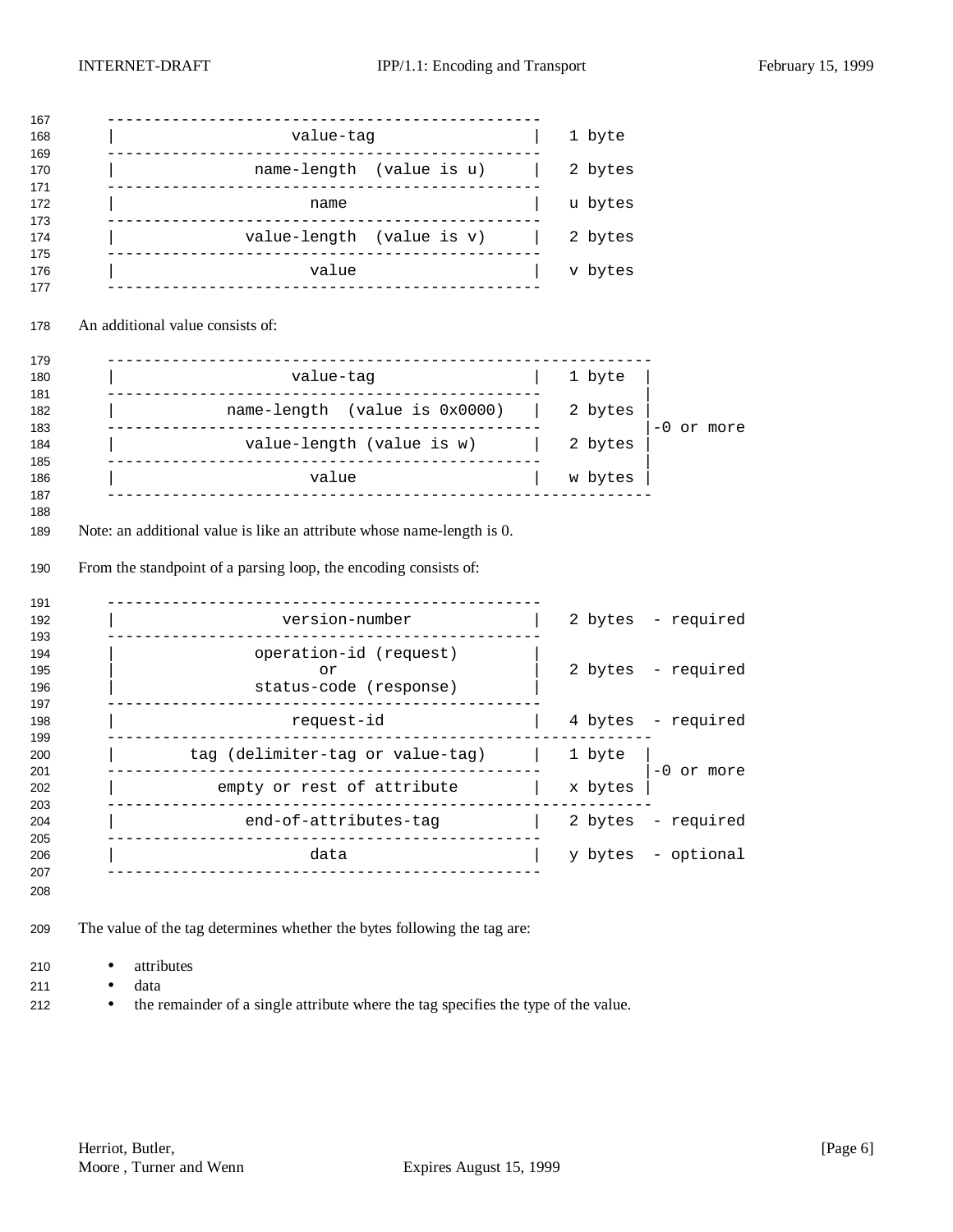```
-----------------------------------------------
|              value-tag                      |   1 byte
-----------------------------------------------
|          name-length  (value is u)          |   2 bytes
-----------------------------------------------
|                 name                        |   u bytes
-----------------------------------------------
|          value-length  (value is v)         |   2 bytes
-----------------------------------------------
|                 value                       |   v bytes
-----------------------------------------------
```

An additional value consists of:

```
-----------------------------------------------------------
|              value-tag                      |   1 byte  |
-----------------------------------------------           |
|      name-length  (value is 0x0000)         |   2 bytes |
-----------------------------------------------           |-0 or more
|          value-length (value is w)          |   2 bytes |
-----------------------------------------------           |
|                 value                       |   w bytes |
-----------------------------------------------------------
```

Note: an additional value is like an attribute whose name-length is 0.

From the standpoint of a parsing loop, the encoding consists of:

```
-----------------------------------------------
|             version-number                  |   2 bytes  - required
-----------------------------------------------
|          operation-id (request)             |
|                  or                         |   2 bytes  - required
|          status-code (response)             |
-----------------------------------------------
|              request-id                     |   4 bytes  - required
-----------------------------------------------------------
|     tag (delimiter-tag or value-tag)        |   1 byte  |
-----------------------------------------------           |-0 or more
|        empty or rest of attribute           |   x bytes |
-----------------------------------------------------------
|          end-of-attributes-tag              |   2 bytes  - required
-----------------------------------------------
|                 data                        |   y bytes  - optional
-----------------------------------------------
```

The value of the tag determines whether the bytes following the tag are:

- attributes
- data
- the remainder of a single attribute where the tag specifies the type of the value.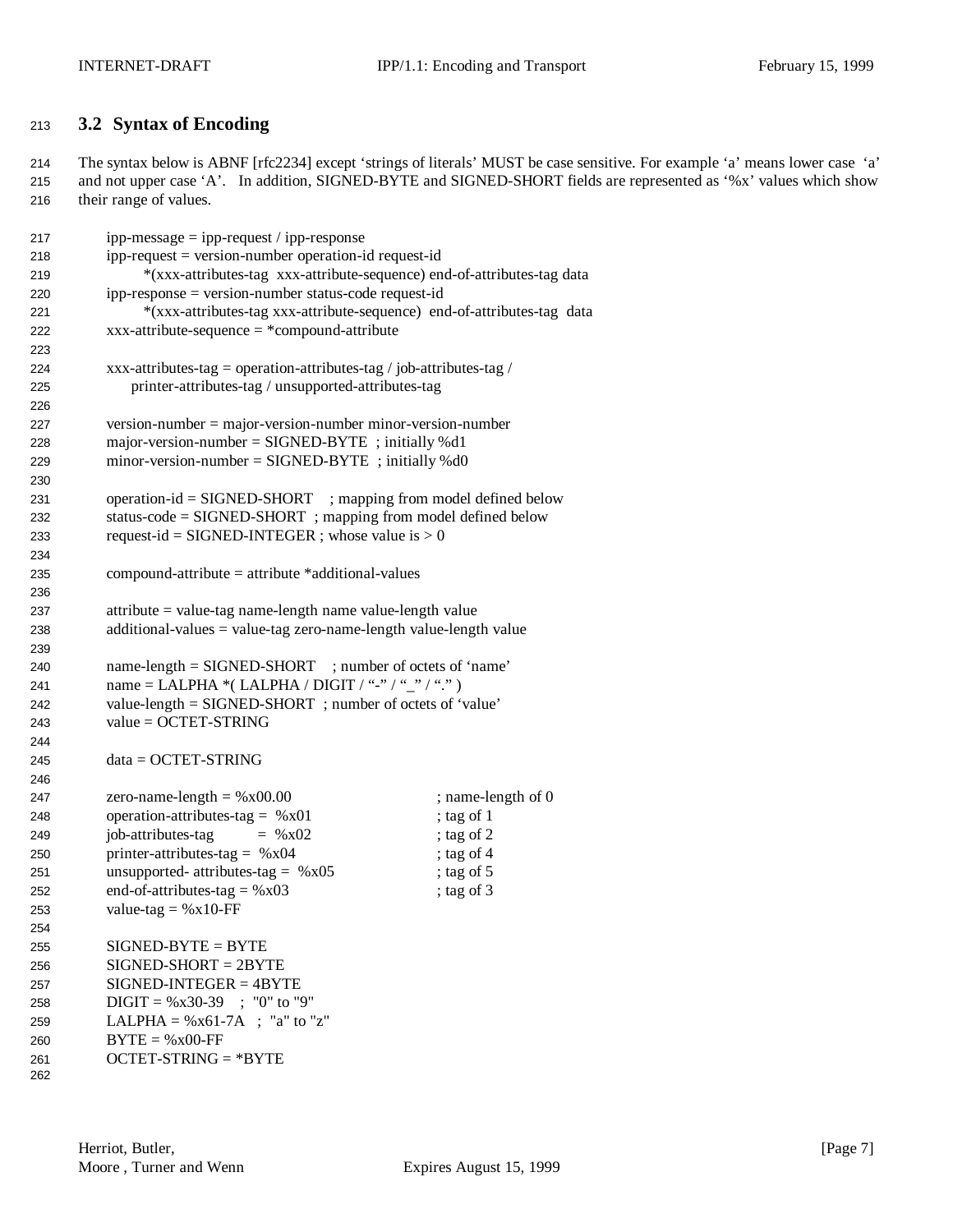## 3.2 Syntax of Encoding

The syntax below is ABNF [rfc2234] except 'strings of literals' MUST be case sensitive. For example 'a' means lower case 'a' and not upper case 'A'. In addition, SIGNED-BYTE and SIGNED-SHORT fields are represented as '%x' values which show their range of values.

```
ipp-message = ipp-request / ipp-response
ipp-request = version-number operation-id request-id
     *(xxx-attributes-tag xxx-attribute-sequence) end-of-attributes-tag data
ipp-response = version-number status-code request-id
     *(xxx-attributes-tag xxx-attribute-sequence) end-of-attributes-tag data
xxx-attribute-sequence = *compound-attribute

xxx-attributes-tag = operation-attributes-tag / job-attributes-tag /
     printer-attributes-tag / unsupported-attributes-tag

version-number = major-version-number minor-version-number
major-version-number = SIGNED-BYTE ; initially %d1
minor-version-number = SIGNED-BYTE ; initially %d0

operation-id = SIGNED-SHORT   ; mapping from model defined below
status-code = SIGNED-SHORT ; mapping from model defined below
request-id = SIGNED-INTEGER ; whose value is > 0

compound-attribute = attribute *additional-values

attribute = value-tag name-length name value-length value
additional-values = value-tag zero-name-length value-length value

name-length = SIGNED-SHORT   ; number of octets of 'name'
name = LALPHA *( LALPHA / DIGIT / "-" / "_" / "." )
value-length = SIGNED-SHORT ; number of octets of 'value'
value = OCTET-STRING

data = OCTET-STRING

zero-name-length = %x00.00                  ; name-length of 0
operation-attributes-tag = %x01             ; tag of 1
job-attributes-tag       = %x02             ; tag of 2
printer-attributes-tag = %x04               ; tag of 4
unsupported- attributes-tag = %x05          ; tag of 5
end-of-attributes-tag = %x03                ; tag of 3
value-tag = %x10-FF

SIGNED-BYTE = BYTE
SIGNED-SHORT = 2BYTE
SIGNED-INTEGER = 4BYTE
DIGIT = %x30-39   ; "0" to "9"
LALPHA = %x61-7A  ; "a" to "z"
BYTE = %x00-FF
OCTET-STRING = *BYTE
```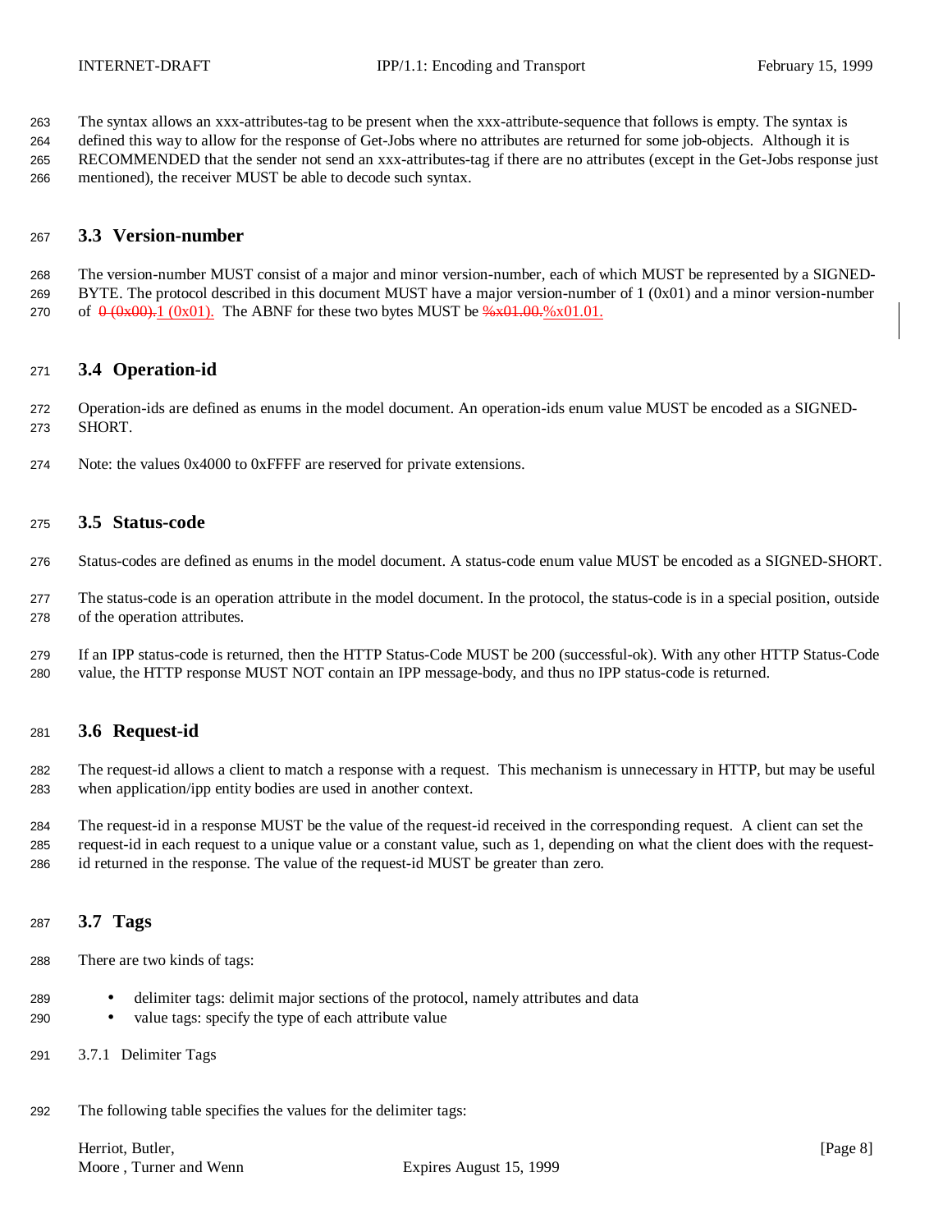The syntax allows an xxx-attributes-tag to be present when the xxx-attribute-sequence that follows is empty. The syntax is defined this way to allow for the response of Get-Jobs where no attributes are returned for some job-objects. Although it is RECOMMENDED that the sender not send an xxx-attributes-tag if there are no attributes (except in the Get-Jobs response just mentioned), the receiver MUST be able to decode such syntax.

## 3.3 Version-number

The version-number MUST consist of a major and minor version-number, each of which MUST be represented by a SIGNED-BYTE. The protocol described in this document MUST have a major version-number of 1 (0x01) and a minor version-number of ~~0 (0x00).~~1 (0x01). The ABNF for these two bytes MUST be ~~%x01.00.~~%x01.01.

## 3.4 Operation-id

Operation-ids are defined as enums in the model document. An operation-ids enum value MUST be encoded as a SIGNED-SHORT.

Note: the values 0x4000 to 0xFFFF are reserved for private extensions.

## 3.5 Status-code

Status-codes are defined as enums in the model document. A status-code enum value MUST be encoded as a SIGNED-SHORT.

The status-code is an operation attribute in the model document. In the protocol, the status-code is in a special position, outside of the operation attributes.

If an IPP status-code is returned, then the HTTP Status-Code MUST be 200 (successful-ok). With any other HTTP Status-Code value, the HTTP response MUST NOT contain an IPP message-body, and thus no IPP status-code is returned.

## 3.6 Request-id

The request-id allows a client to match a response with a request. This mechanism is unnecessary in HTTP, but may be useful when application/ipp entity bodies are used in another context.

The request-id in a response MUST be the value of the request-id received in the corresponding request. A client can set the request-id in each request to a unique value or a constant value, such as 1, depending on what the client does with the request-id returned in the response. The value of the request-id MUST be greater than zero.

## 3.7 Tags

There are two kinds of tags:

- delimiter tags: delimit major sections of the protocol, namely attributes and data
- value tags: specify the type of each attribute value

### 3.7.1 Delimiter Tags

The following table specifies the values for the delimiter tags: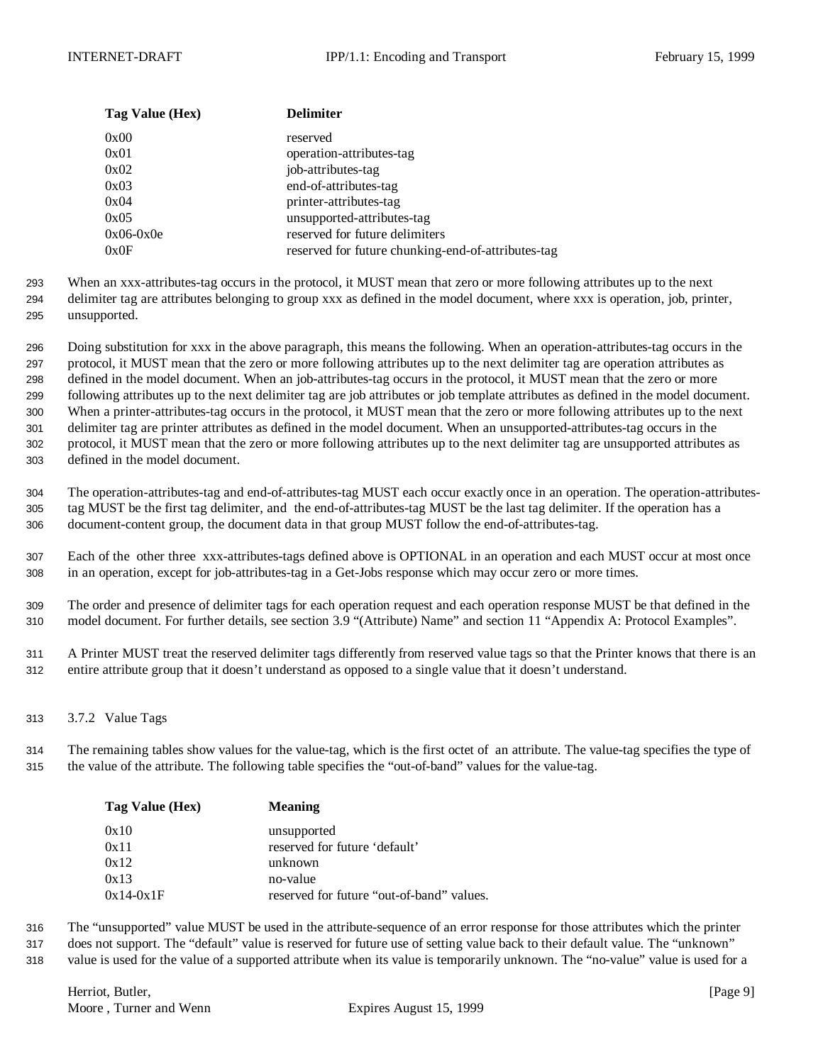| Tag Value (Hex) | Delimiter |
|---|---|
| 0x00 | reserved |
| 0x01 | operation-attributes-tag |
| 0x02 | job-attributes-tag |
| 0x03 | end-of-attributes-tag |
| 0x04 | printer-attributes-tag |
| 0x05 | unsupported-attributes-tag |
| 0x06-0x0e | reserved for future delimiters |
| 0x0F | reserved for future chunking-end-of-attributes-tag |

When an xxx-attributes-tag occurs in the protocol, it MUST mean that zero or more following attributes up to the next delimiter tag are attributes belonging to group xxx as defined in the model document, where xxx is operation, job, printer, unsupported.

Doing substitution for xxx in the above paragraph, this means the following. When an operation-attributes-tag occurs in the protocol, it MUST mean that the zero or more following attributes up to the next delimiter tag are operation attributes as defined in the model document. When an job-attributes-tag occurs in the protocol, it MUST mean that the zero or more following attributes up to the next delimiter tag are job attributes or job template attributes as defined in the model document. When a printer-attributes-tag occurs in the protocol, it MUST mean that the zero or more following attributes up to the next delimiter tag are printer attributes as defined in the model document. When an unsupported-attributes-tag occurs in the protocol, it MUST mean that the zero or more following attributes up to the next delimiter tag are unsupported attributes as defined in the model document.

The operation-attributes-tag and end-of-attributes-tag MUST each occur exactly once in an operation. The operation-attributes-tag MUST be the first tag delimiter, and the end-of-attributes-tag MUST be the last tag delimiter. If the operation has a document-content group, the document data in that group MUST follow the end-of-attributes-tag.

Each of the other three xxx-attributes-tags defined above is OPTIONAL in an operation and each MUST occur at most once in an operation, except for job-attributes-tag in a Get-Jobs response which may occur zero or more times.

The order and presence of delimiter tags for each operation request and each operation response MUST be that defined in the model document. For further details, see section 3.9 "(Attribute) Name" and section 11 "Appendix A: Protocol Examples".

A Printer MUST treat the reserved delimiter tags differently from reserved value tags so that the Printer knows that there is an entire attribute group that it doesn't understand as opposed to a single value that it doesn't understand.

### 3.7.2 Value Tags

The remaining tables show values for the value-tag, which is the first octet of an attribute. The value-tag specifies the type of the value of the attribute. The following table specifies the "out-of-band" values for the value-tag.

| Tag Value (Hex) | Meaning |
|---|---|
| 0x10 | unsupported |
| 0x11 | reserved for future 'default' |
| 0x12 | unknown |
| 0x13 | no-value |
| 0x14-0x1F | reserved for future "out-of-band" values. |

The "unsupported" value MUST be used in the attribute-sequence of an error response for those attributes which the printer does not support. The "default" value is reserved for future use of setting value back to their default value. The "unknown" value is used for the value of a supported attribute when its value is temporarily unknown. The "no-value" value is used for a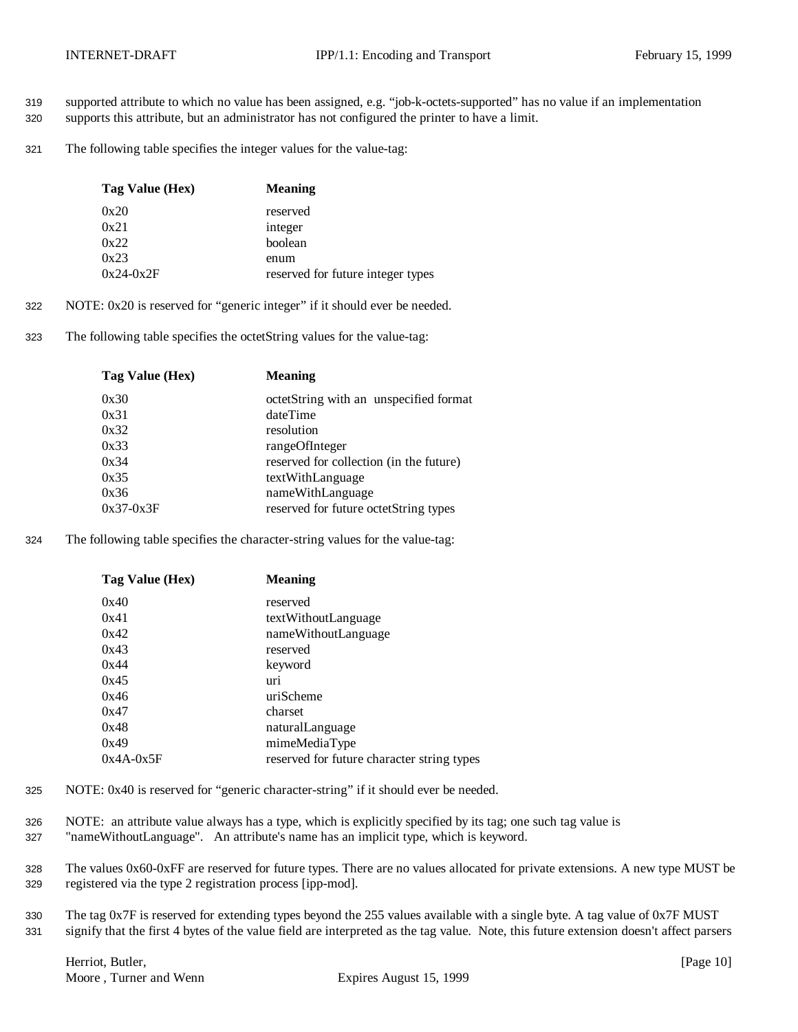supported attribute to which no value has been assigned, e.g. “job-k-octets-supported” has no value if an implementation supports this attribute, but an administrator has not configured the printer to have a limit.

The following table specifies the integer values for the value-tag:

| Tag Value (Hex) | Meaning |
|---|---|
| 0x20 | reserved |
| 0x21 | integer |
| 0x22 | boolean |
| 0x23 | enum |
| 0x24-0x2F | reserved for future integer types |

NOTE: 0x20 is reserved for “generic integer” if it should ever be needed.

The following table specifies the octetString values for the value-tag:

| Tag Value (Hex) | Meaning |
|---|---|
| 0x30 | octetString with an unspecified format |
| 0x31 | dateTime |
| 0x32 | resolution |
| 0x33 | rangeOfInteger |
| 0x34 | reserved for collection (in the future) |
| 0x35 | textWithLanguage |
| 0x36 | nameWithLanguage |
| 0x37-0x3F | reserved for future octetString types |

The following table specifies the character-string values for the value-tag:

| Tag Value (Hex) | Meaning |
|---|---|
| 0x40 | reserved |
| 0x41 | textWithoutLanguage |
| 0x42 | nameWithoutLanguage |
| 0x43 | reserved |
| 0x44 | keyword |
| 0x45 | uri |
| 0x46 | uriScheme |
| 0x47 | charset |
| 0x48 | naturalLanguage |
| 0x49 | mimeMediaType |
| 0x4A-0x5F | reserved for future character string types |

NOTE: 0x40 is reserved for “generic character-string” if it should ever be needed.

NOTE: an attribute value always has a type, which is explicitly specified by its tag; one such tag value is "nameWithoutLanguage". An attribute's name has an implicit type, which is keyword.

The values 0x60-0xFF are reserved for future types. There are no values allocated for private extensions. A new type MUST be registered via the type 2 registration process [ipp-mod].

The tag 0x7F is reserved for extending types beyond the 255 values available with a single byte. A tag value of 0x7F MUST signify that the first 4 bytes of the value field are interpreted as the tag value. Note, this future extension doesn't affect parsers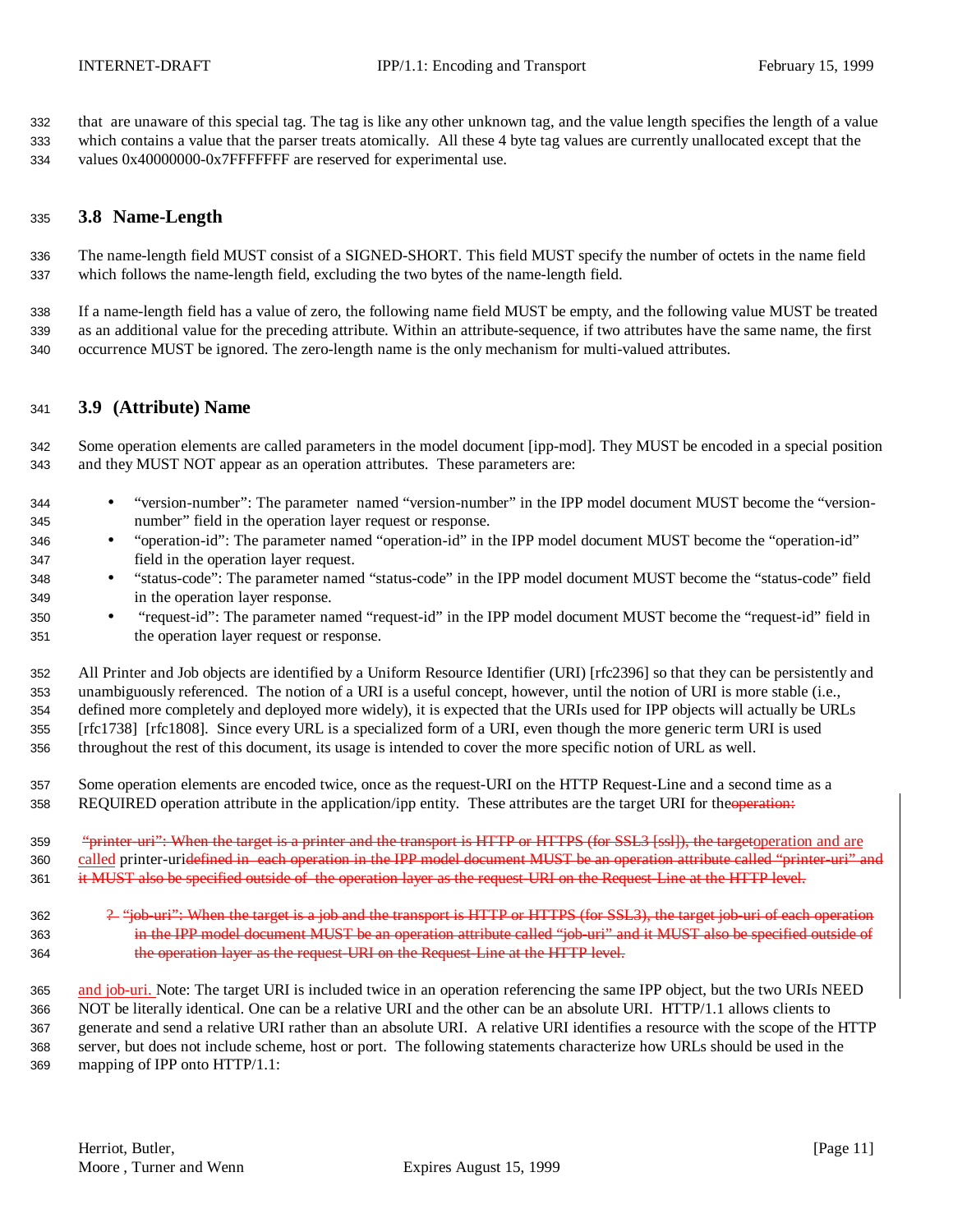that are unaware of this special tag. The tag is like any other unknown tag, and the value length specifies the length of a value which contains a value that the parser treats atomically. All these 4 byte tag values are currently unallocated except that the values 0x40000000-0x7FFFFFFF are reserved for experimental use.

## 3.8 Name-Length

The name-length field MUST consist of a SIGNED-SHORT. This field MUST specify the number of octets in the name field which follows the name-length field, excluding the two bytes of the name-length field.

If a name-length field has a value of zero, the following name field MUST be empty, and the following value MUST be treated as an additional value for the preceding attribute. Within an attribute-sequence, if two attributes have the same name, the first occurrence MUST be ignored. The zero-length name is the only mechanism for multi-valued attributes.

## 3.9 (Attribute) Name

Some operation elements are called parameters in the model document [ipp-mod]. They MUST be encoded in a special position and they MUST NOT appear as an operation attributes. These parameters are:

- "version-number": The parameter named "version-number" in the IPP model document MUST become the "version-number" field in the operation layer request or response.
- "operation-id": The parameter named "operation-id" in the IPP model document MUST become the "operation-id" field in the operation layer request.
- "status-code": The parameter named "status-code" in the IPP model document MUST become the "status-code" field in the operation layer response.
- "request-id": The parameter named "request-id" in the IPP model document MUST become the "request-id" field in the operation layer request or response.

All Printer and Job objects are identified by a Uniform Resource Identifier (URI) [rfc2396] so that they can be persistently and unambiguously referenced. The notion of a URI is a useful concept, however, until the notion of URI is more stable (i.e., defined more completely and deployed more widely), it is expected that the URIs used for IPP objects will actually be URLs [rfc1738] [rfc1808]. Since every URL is a specialized form of a URI, even though the more generic term URI is used throughout the rest of this document, its usage is intended to cover the more specific notion of URL as well.

Some operation elements are encoded twice, once as the request-URI on the HTTP Request-Line and a second time as a REQUIRED operation attribute in the application/ipp entity. These attributes are the target URI for the ~~operation:~~

~~"printer-uri": When the target is a printer and the transport is HTTP or HTTPS (for SSL3 [ssl]), the target~~operation and are called printer-uri~~defined in each operation in the IPP model document MUST be an operation attribute called "printer-uri" and it MUST also be specified outside of the operation layer as the request-URI on the Request-Line at the HTTP level.~~

~~? "job-uri": When the target is a job and the transport is HTTP or HTTPS (for SSL3), the target job-uri of each operation in the IPP model document MUST be an operation attribute called "job-uri" and it MUST also be specified outside of the operation layer as the request-URI on the Request-Line at the HTTP level.~~

and job-uri. Note: The target URI is included twice in an operation referencing the same IPP object, but the two URIs NEED NOT be literally identical. One can be a relative URI and the other can be an absolute URI. HTTP/1.1 allows clients to generate and send a relative URI rather than an absolute URI. A relative URI identifies a resource with the scope of the HTTP server, but does not include scheme, host or port. The following statements characterize how URLs should be used in the mapping of IPP onto HTTP/1.1: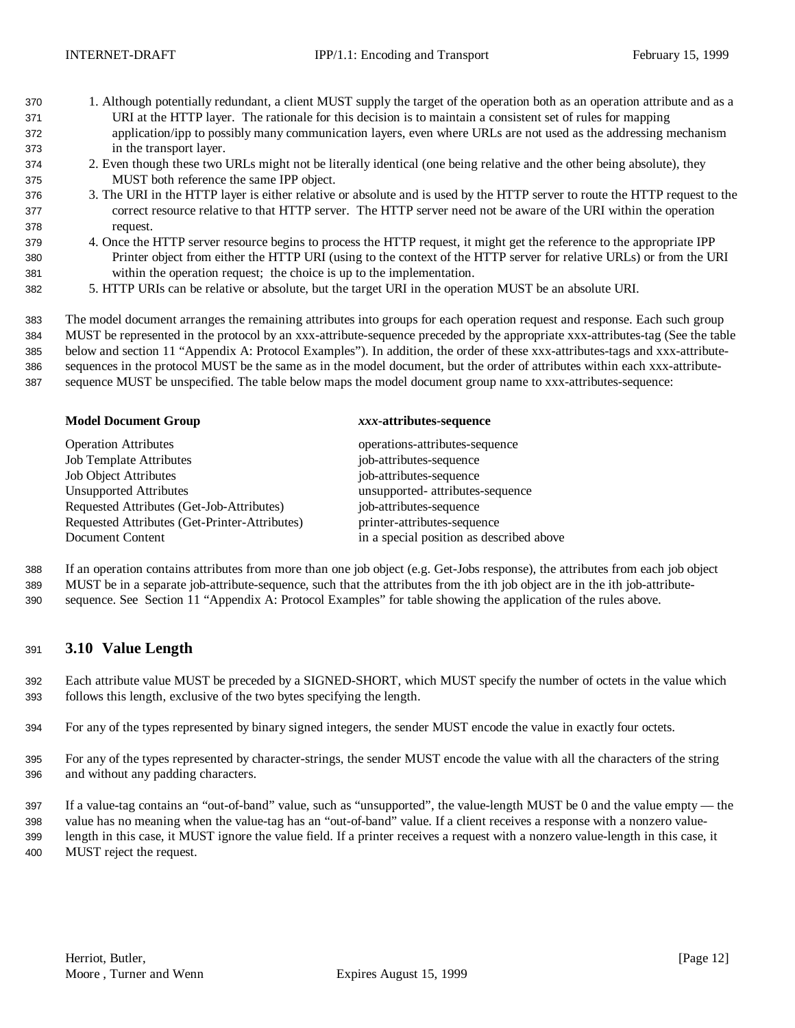1. Although potentially redundant, a client MUST supply the target of the operation both as an operation attribute and as a URI at the HTTP layer. The rationale for this decision is to maintain a consistent set of rules for mapping application/ipp to possibly many communication layers, even where URLs are not used as the addressing mechanism in the transport layer.
2. Even though these two URLs might not be literally identical (one being relative and the other being absolute), they MUST both reference the same IPP object.
3. The URI in the HTTP layer is either relative or absolute and is used by the HTTP server to route the HTTP request to the correct resource relative to that HTTP server. The HTTP server need not be aware of the URI within the operation request.
4. Once the HTTP server resource begins to process the HTTP request, it might get the reference to the appropriate IPP Printer object from either the HTTP URI (using to the context of the HTTP server for relative URLs) or from the URI within the operation request; the choice is up to the implementation.
5. HTTP URIs can be relative or absolute, but the target URI in the operation MUST be an absolute URI.

The model document arranges the remaining attributes into groups for each operation request and response. Each such group MUST be represented in the protocol by an xxx-attribute-sequence preceded by the appropriate xxx-attributes-tag (See the table below and section 11 "Appendix A: Protocol Examples"). In addition, the order of these xxx-attributes-tags and xxx-attribute-sequences in the protocol MUST be the same as in the model document, but the order of attributes within each xxx-attribute-sequence MUST be unspecified. The table below maps the model document group name to xxx-attributes-sequence:

| **Model Document Group** | ***xxx*-attributes-sequence** |
|---|---|
| Operation Attributes | operations-attributes-sequence |
| Job Template Attributes | job-attributes-sequence |
| Job Object Attributes | job-attributes-sequence |
| Unsupported Attributes | unsupported- attributes-sequence |
| Requested Attributes (Get-Job-Attributes) | job-attributes-sequence |
| Requested Attributes (Get-Printer-Attributes) | printer-attributes-sequence |
| Document Content | in a special position as described above |

If an operation contains attributes from more than one job object (e.g. Get-Jobs response), the attributes from each job object MUST be in a separate job-attribute-sequence, such that the attributes from the ith job object are in the ith job-attribute-sequence. See Section 11 "Appendix A: Protocol Examples" for table showing the application of the rules above.

## 3.10 Value Length

Each attribute value MUST be preceded by a SIGNED-SHORT, which MUST specify the number of octets in the value which follows this length, exclusive of the two bytes specifying the length.

For any of the types represented by binary signed integers, the sender MUST encode the value in exactly four octets.

For any of the types represented by character-strings, the sender MUST encode the value with all the characters of the string and without any padding characters.

If a value-tag contains an "out-of-band" value, such as "unsupported", the value-length MUST be 0 and the value empty — the value has no meaning when the value-tag has an "out-of-band" value. If a client receives a response with a nonzero value-length in this case, it MUST ignore the value field. If a printer receives a request with a nonzero value-length in this case, it MUST reject the request.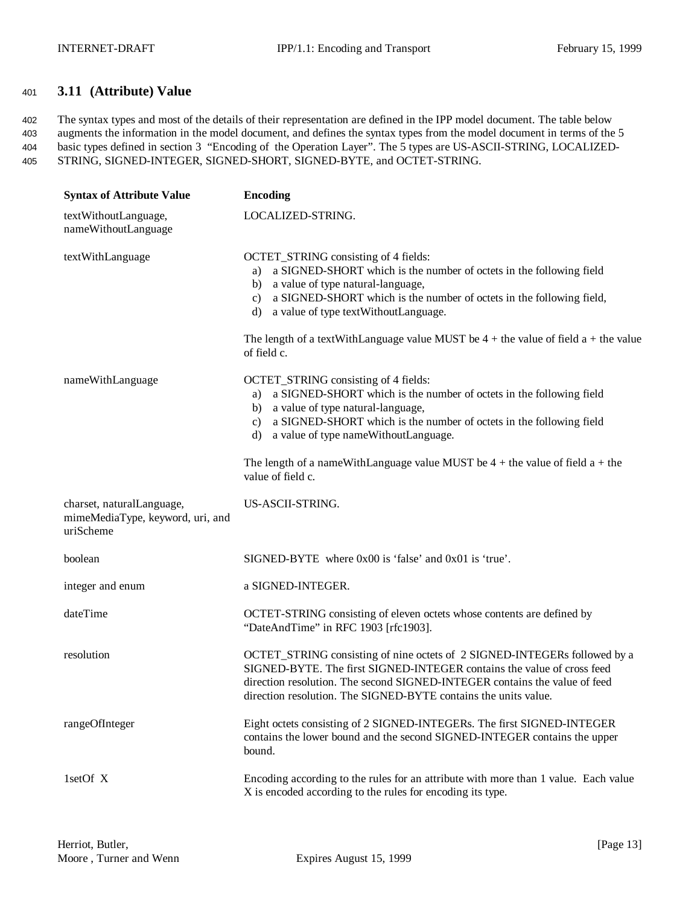### 3.11 (Attribute) Value

The syntax types and most of the details of their representation are defined in the IPP model document. The table below augments the information in the model document, and defines the syntax types from the model document in terms of the 5 basic types defined in section 3 "Encoding of the Operation Layer". The 5 types are US-ASCII-STRING, LOCALIZED-STRING, SIGNED-INTEGER, SIGNED-SHORT, SIGNED-BYTE, and OCTET-STRING.

| Syntax of Attribute Value | Encoding |
|---|---|
| textWithoutLanguage, nameWithoutLanguage | LOCALIZED-STRING. |
| textWithLanguage | OCTET_STRING consisting of 4 fields: <br> a) a SIGNED-SHORT which is the number of octets in the following field <br> b) a value of type natural-language, <br> c) a SIGNED-SHORT which is the number of octets in the following field, <br> d) a value of type textWithoutLanguage. <br><br> The length of a textWithLanguage value MUST be 4 + the value of field a + the value of field c. |
| nameWithLanguage | OCTET_STRING consisting of 4 fields: <br> a) a SIGNED-SHORT which is the number of octets in the following field <br> b) a value of type natural-language, <br> c) a SIGNED-SHORT which is the number of octets in the following field <br> d) a value of type nameWithoutLanguage. <br><br> The length of a nameWithLanguage value MUST be 4 + the value of field a + the value of field c. |
| charset, naturalLanguage, mimeMediaType, keyword, uri, and uriScheme | US-ASCII-STRING. |
| boolean | SIGNED-BYTE where 0x00 is 'false' and 0x01 is 'true'. |
| integer and enum | a SIGNED-INTEGER. |
| dateTime | OCTET-STRING consisting of eleven octets whose contents are defined by "DateAndTime" in RFC 1903 [rfc1903]. |
| resolution | OCTET_STRING consisting of nine octets of 2 SIGNED-INTEGERs followed by a SIGNED-BYTE. The first SIGNED-INTEGER contains the value of cross feed direction resolution. The second SIGNED-INTEGER contains the value of feed direction resolution. The SIGNED-BYTE contains the units value. |
| rangeOfInteger | Eight octets consisting of 2 SIGNED-INTEGERs. The first SIGNED-INTEGER contains the lower bound and the second SIGNED-INTEGER contains the upper bound. |
| 1setOf X | Encoding according to the rules for an attribute with more than 1 value. Each value X is encoded according to the rules for encoding its type. |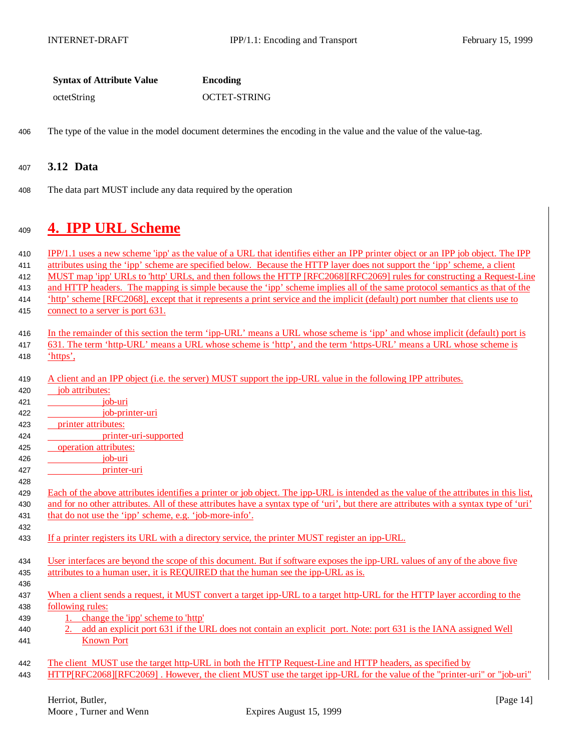| Syntax of Attribute Value | Encoding |
| --- | --- |
| octetString | OCTET-STRING |

The type of the value in the model document determines the encoding in the value and the value of the value-tag.

### 3.12 Data

The data part MUST include any data required by the operation

# 4. IPP URL Scheme

IPP/1.1 uses a new scheme 'ipp' as the value of a URL that identifies either an IPP printer object or an IPP job object. The IPP attributes using the 'ipp' scheme are specified below. Because the HTTP layer does not support the 'ipp' scheme, a client MUST map 'ipp' URLs to 'http' URLs, and then follows the HTTP [RFC2068][RFC2069] rules for constructing a Request-Line and HTTP headers. The mapping is simple because the 'ipp' scheme implies all of the same protocol semantics as that of the 'http' scheme [RFC2068], except that it represents a print service and the implicit (default) port number that clients use to connect to a server is port 631.

In the remainder of this section the term 'ipp-URL' means a URL whose scheme is 'ipp' and whose implicit (default) port is 631. The term 'http-URL' means a URL whose scheme is 'http', and the term 'https-URL' means a URL whose scheme is 'https',

A client and an IPP object (i.e. the server) MUST support the ipp-URL value in the following IPP attributes.

- job attributes:
  - job-uri
  - job-printer-uri
- printer attributes:
  - printer-uri-supported
- operation attributes:
  - job-uri
  - printer-uri

Each of the above attributes identifies a printer or job object. The ipp-URL is intended as the value of the attributes in this list, and for no other attributes. All of these attributes have a syntax type of 'uri', but there are attributes with a syntax type of 'uri' that do not use the 'ipp' scheme, e.g. 'job-more-info'.

If a printer registers its URL with a directory service, the printer MUST register an ipp-URL.

User interfaces are beyond the scope of this document. But if software exposes the ipp-URL values of any of the above five attributes to a human user, it is REQUIRED that the human see the ipp-URL as is.

When a client sends a request, it MUST convert a target ipp-URL to a target http-URL for the HTTP layer according to the following rules:

1. change the 'ipp' scheme to 'http'
2. add an explicit port 631 if the URL does not contain an explicit port. Note: port 631 is the IANA assigned Well Known Port

The client MUST use the target http-URL in both the HTTP Request-Line and HTTP headers, as specified by HTTP[RFC2068][RFC2069] . However, the client MUST use the target ipp-URL for the value of the "printer-uri" or "job-uri"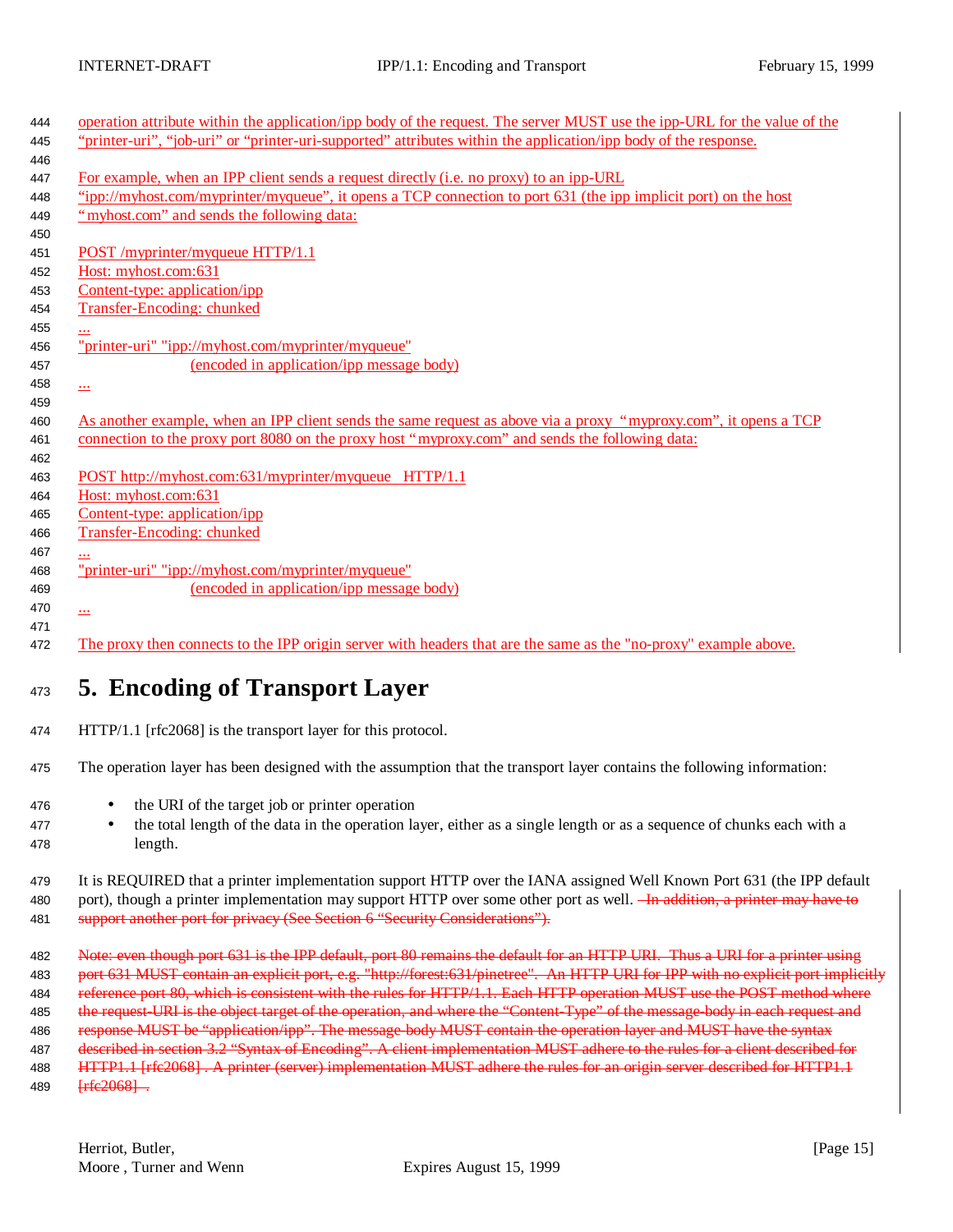operation attribute within the application/ipp body of the request. The server MUST use the ipp-URL for the value of the "printer-uri", "job-uri" or "printer-uri-supported" attributes within the application/ipp body of the response.

For example, when an IPP client sends a request directly (i.e. no proxy) to an ipp-URL "ipp://myhost.com/myprinter/myqueue", it opens a TCP connection to port 631 (the ipp implicit port) on the host "myhost.com" and sends the following data:

```
POST /myprinter/myqueue HTTP/1.1
Host: myhost.com:631
Content-type: application/ipp
Transfer-Encoding: chunked
...
"printer-uri" "ipp://myhost.com/myprinter/myqueue"
                    (encoded in application/ipp message body)
...
```

As another example, when an IPP client sends the same request as above via a proxy "myproxy.com", it opens a TCP connection to the proxy port 8080 on the proxy host "myproxy.com" and sends the following data:

```
POST http://myhost.com:631/myprinter/myqueue   HTTP/1.1
Host: myhost.com:631
Content-type: application/ipp
Transfer-Encoding: chunked
...
"printer-uri" "ipp://myhost.com/myprinter/myqueue"
                    (encoded in application/ipp message body)
...
```

The proxy then connects to the IPP origin server with headers that are the same as the "no-proxy" example above.

# 5. Encoding of Transport Layer

HTTP/1.1 [rfc2068] is the transport layer for this protocol.

The operation layer has been designed with the assumption that the transport layer contains the following information:

- the URI of the target job or printer operation
- the total length of the data in the operation layer, either as a single length or as a sequence of chunks each with a length.

It is REQUIRED that a printer implementation support HTTP over the IANA assigned Well Known Port 631 (the IPP default port), though a printer implementation may support HTTP over some other port as well. ~~In addition, a printer may have to support another port for privacy (See Section 6 "Security Considerations").~~

~~Note: even though port 631 is the IPP default, port 80 remains the default for an HTTP URI. Thus a URI for a printer using port 631 MUST contain an explicit port, e.g. "http://forest:631/pinetree". An HTTP URI for IPP with no explicit port implicitly reference port 80, which is consistent with the rules for HTTP/1.1. Each HTTP operation MUST use the POST method where the request-URI is the object target of the operation, and where the "Content-Type" of the message-body in each request and response MUST be "application/ipp". The message-body MUST contain the operation layer and MUST have the syntax described in section 3.2 "Syntax of Encoding". A client implementation MUST adhere to the rules for a client described for HTTP1.1 [rfc2068] . A printer (server) implementation MUST adhere the rules for an origin server described for HTTP1.1 [rfc2068] .~~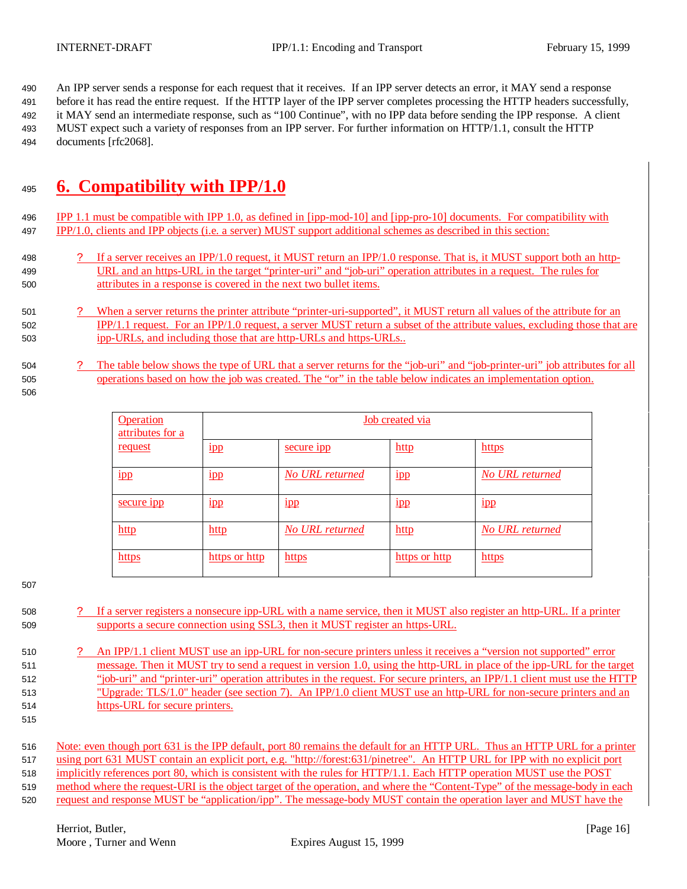An IPP server sends a response for each request that it receives. If an IPP server detects an error, it MAY send a response before it has read the entire request. If the HTTP layer of the IPP server completes processing the HTTP headers successfully, it MAY send an intermediate response, such as "100 Continue", with no IPP data before sending the IPP response. A client MUST expect such a variety of responses from an IPP server. For further information on HTTP/1.1, consult the HTTP documents [rfc2068].

# 6. Compatibility with IPP/1.0

IPP 1.1 must be compatible with IPP 1.0, as defined in [ipp-mod-10] and [ipp-pro-10] documents. For compatibility with IPP/1.0, clients and IPP objects (i.e. a server) MUST support additional schemes as described in this section:

- If a server receives an IPP/1.0 request, it MUST return an IPP/1.0 response. That is, it MUST support both an http-URL and an https-URL in the target "printer-uri" and "job-uri" operation attributes in a request. The rules for attributes in a response is covered in the next two bullet items.

- When a server returns the printer attribute "printer-uri-supported", it MUST return all values of the attribute for an IPP/1.1 request. For an IPP/1.0 request, a server MUST return a subset of the attribute values, excluding those that are ipp-URLs, and including those that are http-URLs and https-URLs..

- The table below shows the type of URL that a server returns for the "job-uri" and "job-printer-uri" job attributes for all operations based on how the job was created. The "or" in the table below indicates an implementation option.

| Operation attributes for a request | Job created via | | | |
|---|---|---|---|---|
| | ipp | secure ipp | http | https |
| ipp | ipp | *No URL returned* | ipp | *No URL returned* |
| secure ipp | ipp | ipp | ipp | ipp |
| http | http | *No URL returned* | http | *No URL returned* |
| https | https or http | https | https or http | https |

- If a server registers a nonsecure ipp-URL with a name service, then it MUST also register an http-URL. If a printer supports a secure connection using SSL3, then it MUST register an https-URL.

- An IPP/1.1 client MUST use an ipp-URL for non-secure printers unless it receives a "version not supported" error message. Then it MUST try to send a request in version 1.0, using the http-URL in place of the ipp-URL for the target "job-uri" and "printer-uri" operation attributes in the request. For secure printers, an IPP/1.1 client must use the HTTP "Upgrade: TLS/1.0" header (see section 7). An IPP/1.0 client MUST use an http-URL for non-secure printers and an https-URL for secure printers.

Note: even though port 631 is the IPP default, port 80 remains the default for an HTTP URL. Thus an HTTP URL for a printer using port 631 MUST contain an explicit port, e.g. "http://forest:631/pinetree". An HTTP URL for IPP with no explicit port implicitly references port 80, which is consistent with the rules for HTTP/1.1. Each HTTP operation MUST use the POST method where the request-URI is the object target of the operation, and where the "Content-Type" of the message-body in each request and response MUST be "application/ipp". The message-body MUST contain the operation layer and MUST have the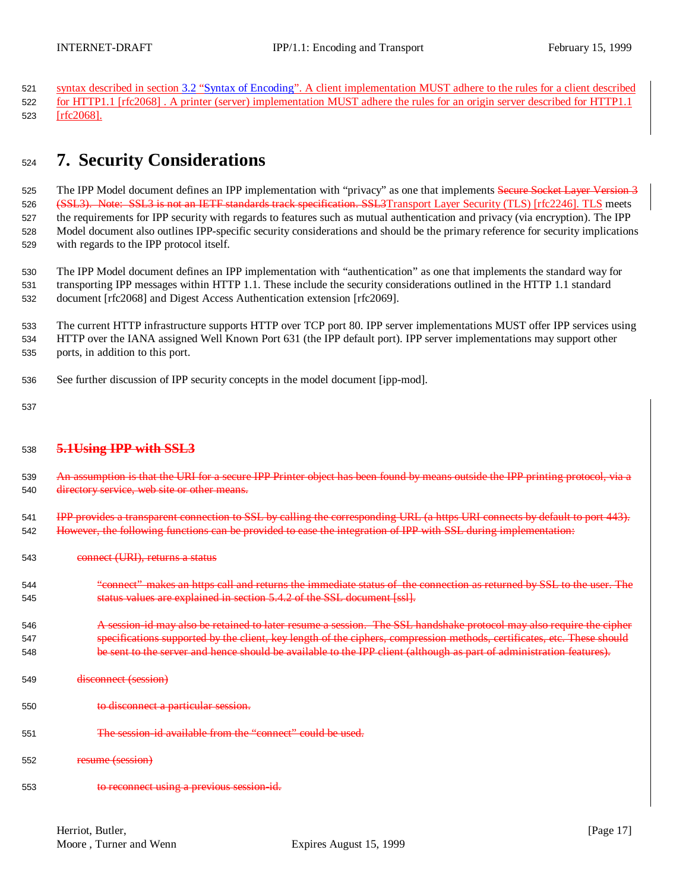syntax described in section 3.2 "Syntax of Encoding". A client implementation MUST adhere to the rules for a client described for HTTP1.1 [rfc2068] . A printer (server) implementation MUST adhere the rules for an origin server described for HTTP1.1 [rfc2068].

# 7. Security Considerations

The IPP Model document defines an IPP implementation with "privacy" as one that implements ~~Secure Socket Layer Version 3 (SSL3). Note: SSL3 is not an IETF standards track specification. SSL3~~Transport Layer Security (TLS) [rfc2246]. TLS meets the requirements for IPP security with regards to features such as mutual authentication and privacy (via encryption). The IPP Model document also outlines IPP-specific security considerations and should be the primary reference for security implications with regards to the IPP protocol itself.

The IPP Model document defines an IPP implementation with "authentication" as one that implements the standard way for transporting IPP messages within HTTP 1.1. These include the security considerations outlined in the HTTP 1.1 standard document [rfc2068] and Digest Access Authentication extension [rfc2069].

The current HTTP infrastructure supports HTTP over TCP port 80. IPP server implementations MUST offer IPP services using HTTP over the IANA assigned Well Known Port 631 (the IPP default port). IPP server implementations may support other ports, in addition to this port.

See further discussion of IPP security concepts in the model document [ipp-mod].

## ~~5.1Using IPP with SSL3~~

~~An assumption is that the URI for a secure IPP Printer object has been found by means outside the IPP printing protocol, via a directory service, web site or other means.~~

~~IPP provides a transparent connection to SSL by calling the corresponding URL (a https URI connects by default to port 443). However, the following functions can be provided to ease the integration of IPP with SSL during implementation:~~

~~connect (URI), returns a status~~

> ~~"connect" makes an https call and returns the immediate status of the connection as returned by SSL to the user. The status values are explained in section 5.4.2 of the SSL document [ssl].~~
>
> ~~A session-id may also be retained to later resume a session. The SSL handshake protocol may also require the cipher specifications supported by the client, key length of the ciphers, compression methods, certificates, etc. These should be sent to the server and hence should be available to the IPP client (although as part of administration features).~~

~~disconnect (session)~~

> ~~to disconnect a particular session.~~
>
> ~~The session-id available from the "connect" could be used.~~

~~resume (session)~~

> ~~to reconnect using a previous session-id.~~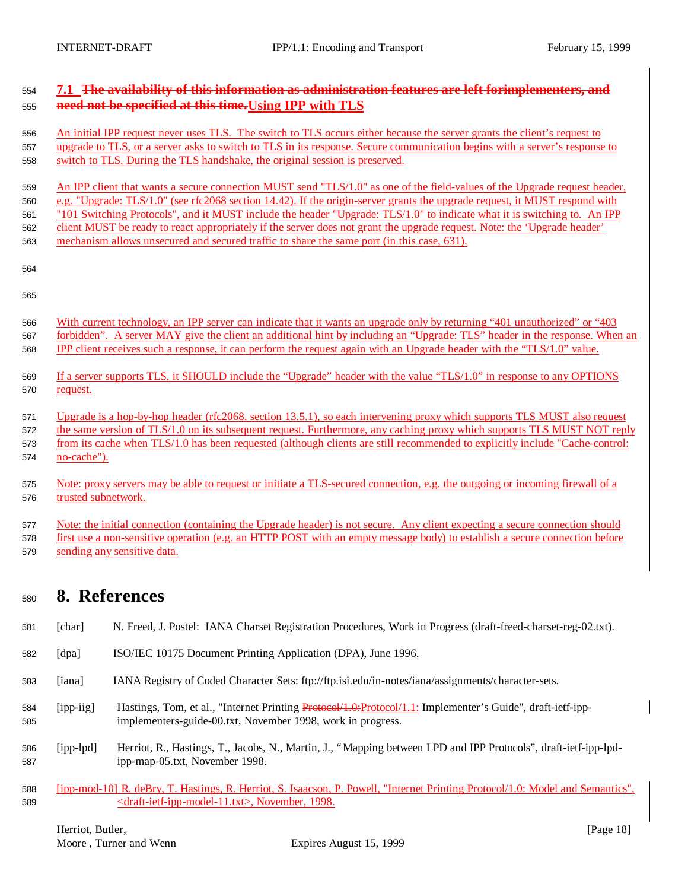## 7.1 ~~The availability of this information as administration features are left forimplementers, and need not be specified at this time.~~Using IPP with TLS

An initial IPP request never uses TLS. The switch to TLS occurs either because the server grants the client's request to upgrade to TLS, or a server asks to switch to TLS in its response. Secure communication begins with a server's response to switch to TLS. During the TLS handshake, the original session is preserved.

An IPP client that wants a secure connection MUST send "TLS/1.0" as one of the field-values of the Upgrade request header, e.g. "Upgrade: TLS/1.0" (see rfc2068 section 14.42). If the origin-server grants the upgrade request, it MUST respond with "101 Switching Protocols", and it MUST include the header "Upgrade: TLS/1.0" to indicate what it is switching to. An IPP client MUST be ready to react appropriately if the server does not grant the upgrade request. Note: the 'Upgrade header' mechanism allows unsecured and secured traffic to share the same port (in this case, 631).

With current technology, an IPP server can indicate that it wants an upgrade only by returning "401 unauthorized" or "403 forbidden". A server MAY give the client an additional hint by including an "Upgrade: TLS" header in the response. When an IPP client receives such a response, it can perform the request again with an Upgrade header with the "TLS/1.0" value.

If a server supports TLS, it SHOULD include the "Upgrade" header with the value "TLS/1.0" in response to any OPTIONS request.

Upgrade is a hop-by-hop header (rfc2068, section 13.5.1), so each intervening proxy which supports TLS MUST also request the same version of TLS/1.0 on its subsequent request. Furthermore, any caching proxy which supports TLS MUST NOT reply from its cache when TLS/1.0 has been requested (although clients are still recommended to explicitly include "Cache-control: no-cache").

Note: proxy servers may be able to request or initiate a TLS-secured connection, e.g. the outgoing or incoming firewall of a trusted subnetwork.

Note: the initial connection (containing the Upgrade header) is not secure. Any client expecting a secure connection should first use a non-sensitive operation (e.g. an HTTP POST with an empty message body) to establish a secure connection before sending any sensitive data.

# 8. References

[char] N. Freed, J. Postel: IANA Charset Registration Procedures, Work in Progress (draft-freed-charset-reg-02.txt).

[dpa] ISO/IEC 10175 Document Printing Application (DPA), June 1996.

[iana] IANA Registry of Coded Character Sets: ftp://ftp.isi.edu/in-notes/iana/assignments/character-sets.

[ipp-iig] Hastings, Tom, et al., "Internet Printing ~~Protocol/1.0:~~Protocol/1.1: Implementer's Guide", draft-ietf-ipp-implementers-guide-00.txt, November 1998, work in progress.

[ipp-lpd] Herriot, R., Hastings, T., Jacobs, N., Martin, J., "Mapping between LPD and IPP Protocols", draft-ietf-ipp-lpd-ipp-map-05.txt, November 1998.

[ipp-mod-10] R. deBry, T. Hastings, R. Herriot, S. Isaacson, P. Powell, "Internet Printing Protocol/1.0: Model and Semantics", <draft-ietf-ipp-model-11.txt>, November, 1998.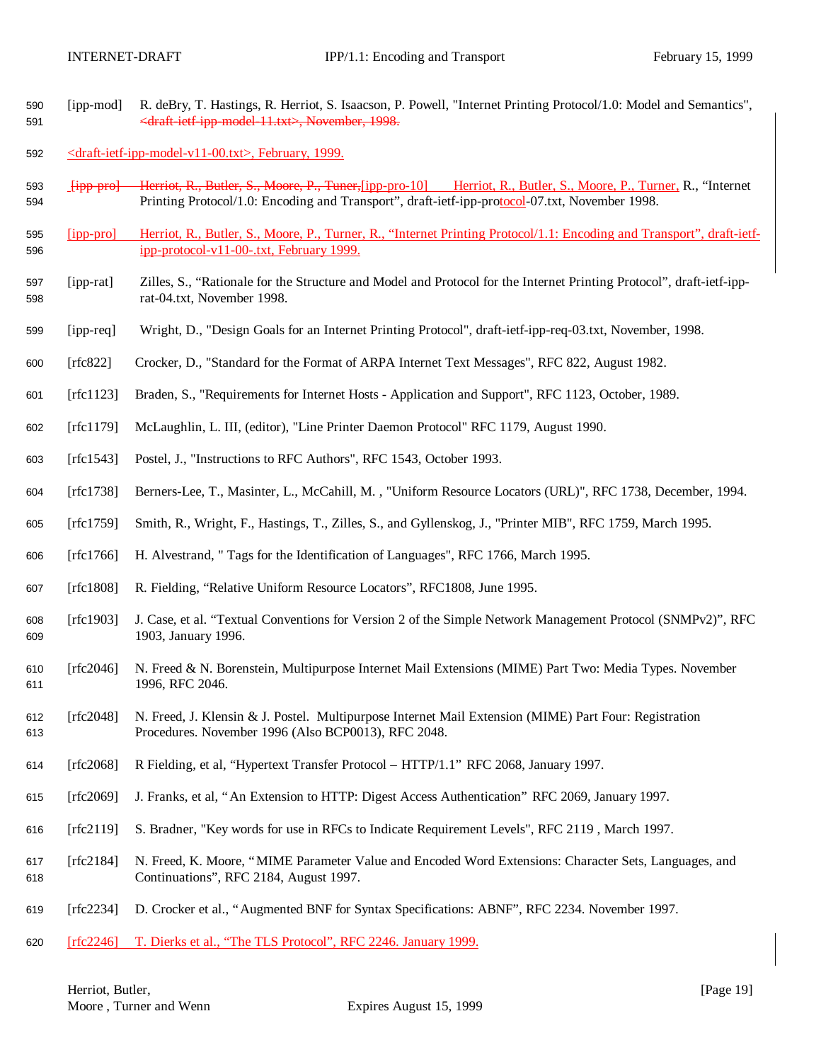[ipp-mod] R. deBry, T. Hastings, R. Herriot, S. Isaacson, P. Powell, "Internet Printing Protocol/1.0: Model and Semantics", ~~<draft-ietf-ipp-model-11.txt>, November, 1998.~~

<draft-ietf-ipp-model-v11-00.txt>, February, 1999.

~~[ipp-pro] Herriot, R., Butler, S., Moore, P., Tuner,~~[ipp-pro-10] Herriot, R., Butler, S., Moore, P., Turner, R., "Internet Printing Protocol/1.0: Encoding and Transport", draft-ietf-ipp-protocol-07.txt, November 1998.

[ipp-pro] Herriot, R., Butler, S., Moore, P., Turner, R., "Internet Printing Protocol/1.1: Encoding and Transport", draft-ietf-ipp-protocol-v11-00-.txt, February 1999.

[ipp-rat] Zilles, S., "Rationale for the Structure and Model and Protocol for the Internet Printing Protocol", draft-ietf-ipp-rat-04.txt, November 1998.

[ipp-req] Wright, D., "Design Goals for an Internet Printing Protocol", draft-ietf-ipp-req-03.txt, November, 1998.

[rfc822] Crocker, D., "Standard for the Format of ARPA Internet Text Messages", RFC 822, August 1982.

[rfc1123] Braden, S., "Requirements for Internet Hosts - Application and Support", RFC 1123, October, 1989.

[rfc1179] McLaughlin, L. III, (editor), "Line Printer Daemon Protocol" RFC 1179, August 1990.

[rfc1543] Postel, J., "Instructions to RFC Authors", RFC 1543, October 1993.

[rfc1738] Berners-Lee, T., Masinter, L., McCahill, M. , "Uniform Resource Locators (URL)", RFC 1738, December, 1994.

[rfc1759] Smith, R., Wright, F., Hastings, T., Zilles, S., and Gyllenskog, J., "Printer MIB", RFC 1759, March 1995.

[rfc1766] H. Alvestrand, " Tags for the Identification of Languages", RFC 1766, March 1995.

[rfc1808] R. Fielding, "Relative Uniform Resource Locators", RFC1808, June 1995.

[rfc1903] J. Case, et al. "Textual Conventions for Version 2 of the Simple Network Management Protocol (SNMPv2)", RFC 1903, January 1996.

[rfc2046] N. Freed & N. Borenstein, Multipurpose Internet Mail Extensions (MIME) Part Two: Media Types. November 1996, RFC 2046.

[rfc2048] N. Freed, J. Klensin & J. Postel. Multipurpose Internet Mail Extension (MIME) Part Four: Registration Procedures. November 1996 (Also BCP0013), RFC 2048.

[rfc2068] R Fielding, et al, "Hypertext Transfer Protocol – HTTP/1.1" RFC 2068, January 1997.

[rfc2069] J. Franks, et al, "An Extension to HTTP: Digest Access Authentication" RFC 2069, January 1997.

[rfc2119] S. Bradner, "Key words for use in RFCs to Indicate Requirement Levels", RFC 2119 , March 1997.

[rfc2184] N. Freed, K. Moore, "MIME Parameter Value and Encoded Word Extensions: Character Sets, Languages, and Continuations", RFC 2184, August 1997.

[rfc2234] D. Crocker et al., "Augmented BNF for Syntax Specifications: ABNF", RFC 2234. November 1997.

[rfc2246] T. Dierks et al., "The TLS Protocol", RFC 2246. January 1999.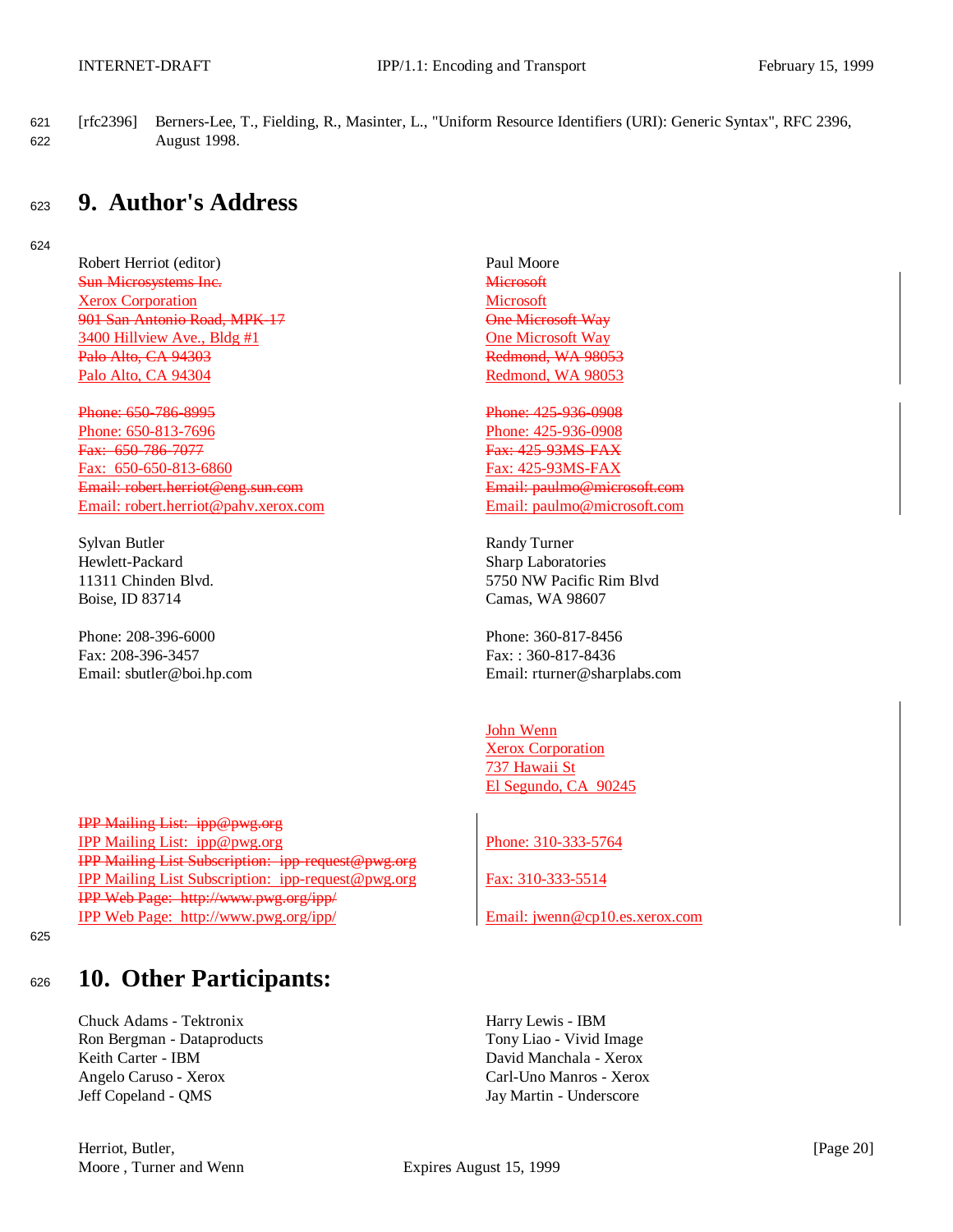[rfc2396] Berners-Lee, T., Fielding, R., Masinter, L., "Uniform Resource Identifiers (URI): Generic Syntax", RFC 2396, August 1998.

# 9. Author's Address

Robert Herriot (editor)
~~Sun Microsystems Inc.~~
Xerox Corporation
~~901 San Antonio Road, MPK-17~~
3400 Hillview Ave., Bldg #1
~~Palo Alto, CA 94303~~
Palo Alto, CA 94304

~~Phone: 650-786-8995~~
Phone: 650-813-7696
~~Fax: 650-786-7077~~
Fax: 650-650-813-6860
~~Email: robert.herriot@eng.sun.com~~
Email: robert.herriot@pahv.xerox.com

Paul Moore
~~Microsoft~~
Microsoft
~~One Microsoft Way~~
One Microsoft Way
~~Redmond, WA 98053~~
Redmond, WA 98053

~~Phone: 425-936-0908~~
Phone: 425-936-0908
~~Fax: 425-93MS-FAX~~
Fax: 425-93MS-FAX
~~Email: paulmo@microsoft.com~~
Email: paulmo@microsoft.com

Sylvan Butler
Hewlett-Packard
11311 Chinden Blvd.
Boise, ID 83714

Phone: 208-396-6000
Fax: 208-396-3457
Email: sbutler@boi.hp.com

Randy Turner
Sharp Laboratories
5750 NW Pacific Rim Blvd
Camas, WA 98607

Phone: 360-817-8456
Fax: : 360-817-8436
Email: rturner@sharplabs.com

John Wenn
Xerox Corporation
737 Hawaii St
El Segundo, CA 90245

Phone: 310-333-5764

Fax: 310-333-5514

Email: jwenn@cp10.es.xerox.com

~~IPP Mailing List: ipp@pwg.org~~
IPP Mailing List: ipp@pwg.org
~~IPP Mailing List Subscription: ipp-request@pwg.org~~
IPP Mailing List Subscription: ipp-request@pwg.org
~~IPP Web Page: http://www.pwg.org/ipp/~~
IPP Web Page: http://www.pwg.org/ipp/

# 10. Other Participants:

Chuck Adams - Tektronix
Ron Bergman - Dataproducts
Keith Carter - IBM
Angelo Caruso - Xerox
Jeff Copeland - QMS
Harry Lewis - IBM
Tony Liao - Vivid Image
David Manchala - Xerox
Carl-Uno Manros - Xerox
Jay Martin - Underscore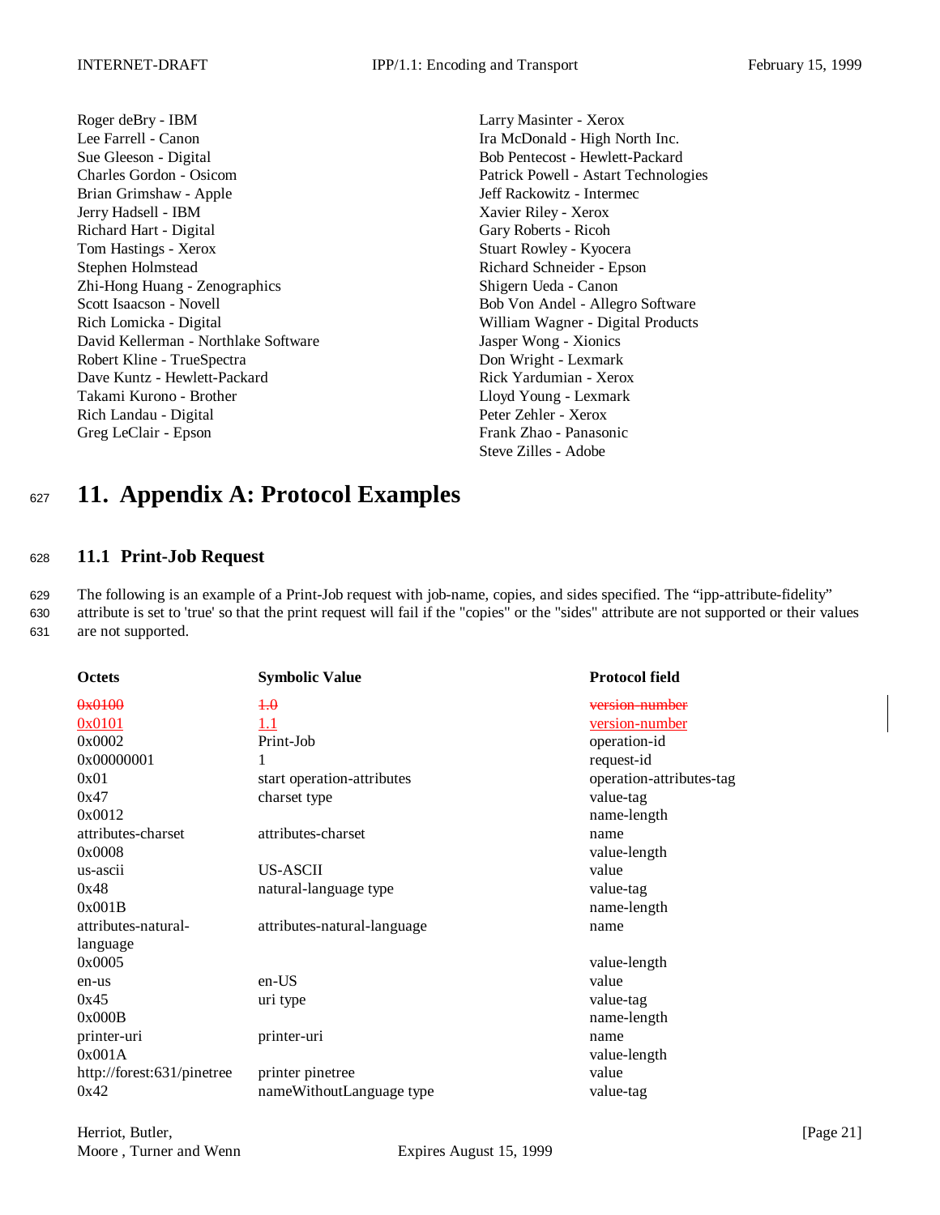Roger deBry - IBM
Lee Farrell - Canon
Sue Gleeson - Digital
Charles Gordon - Osicom
Brian Grimshaw - Apple
Jerry Hadsell - IBM
Richard Hart - Digital
Tom Hastings - Xerox
Stephen Holmstead
Zhi-Hong Huang - Zenographics
Scott Isaacson - Novell
Rich Lomicka - Digital
David Kellerman - Northlake Software
Robert Kline - TrueSpectra
Dave Kuntz - Hewlett-Packard
Takami Kurono - Brother
Rich Landau - Digital
Greg LeClair - Epson
Larry Masinter - Xerox
Ira McDonald - High North Inc.
Bob Pentecost - Hewlett-Packard
Patrick Powell - Astart Technologies
Jeff Rackowitz - Intermec
Xavier Riley - Xerox
Gary Roberts - Ricoh
Stuart Rowley - Kyocera
Richard Schneider - Epson
Shigern Ueda - Canon
Bob Von Andel - Allegro Software
William Wagner - Digital Products
Jasper Wong - Xionics
Don Wright - Lexmark
Rick Yardumian - Xerox
Lloyd Young - Lexmark
Peter Zehler - Xerox
Frank Zhao - Panasonic
Steve Zilles - Adobe

# 11. Appendix A: Protocol Examples

## 11.1 Print-Job Request

The following is an example of a Print-Job request with job-name, copies, and sides specified. The “ipp-attribute-fidelity” attribute is set to 'true' so that the print request will fail if the "copies" or the "sides" attribute are not supported or their values are not supported.

| Octets | Symbolic Value | Protocol field |
|---|---|---|
| ~~0x0100~~ | ~~1.0~~ | ~~version-number~~ |
| 0x0101 | 1.1 | version-number |
| 0x0002 | Print-Job | operation-id |
| 0x00000001 | 1 | request-id |
| 0x01 | start operation-attributes | operation-attributes-tag |
| 0x47 | charset type | value-tag |
| 0x0012 | | name-length |
| attributes-charset | attributes-charset | name |
| 0x0008 | | value-length |
| us-ascii | US-ASCII | value |
| 0x48 | natural-language type | value-tag |
| 0x001B | | name-length |
| attributes-natural-language | attributes-natural-language | name |
| 0x0005 | | value-length |
| en-us | en-US | value |
| 0x45 | uri type | value-tag |
| 0x000B | | name-length |
| printer-uri | printer-uri | name |
| 0x001A | | value-length |
| http://forest:631/pinetree | printer pinetree | value |
| 0x42 | nameWithoutLanguage type | value-tag |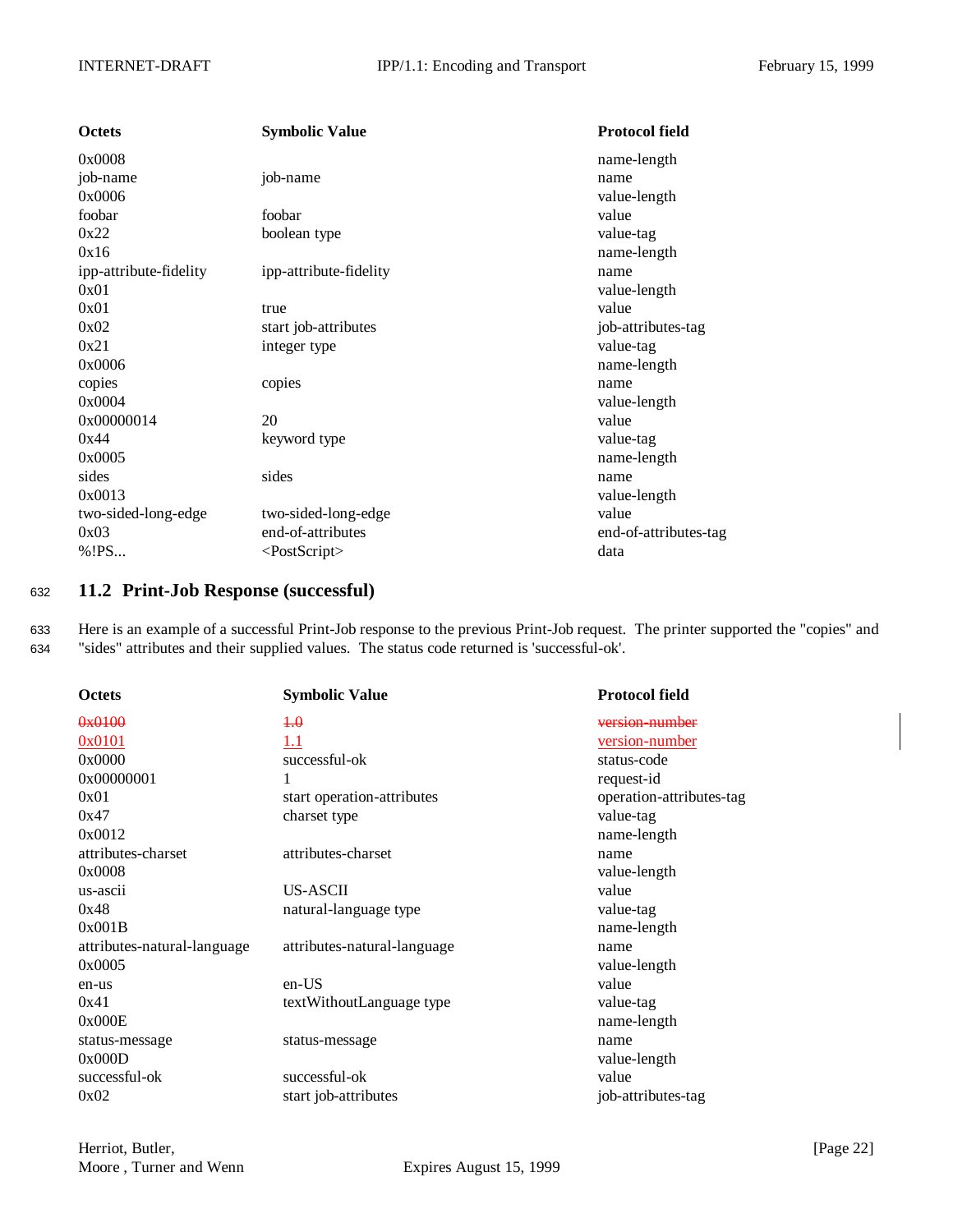| Octets | Symbolic Value | Protocol field |
|---|---|---|
| 0x0008 | | name-length |
| job-name | job-name | name |
| 0x0006 | | value-length |
| foobar | foobar | value |
| 0x22 | boolean type | value-tag |
| 0x16 | | name-length |
| ipp-attribute-fidelity | ipp-attribute-fidelity | name |
| 0x01 | | value-length |
| 0x01 | true | value |
| 0x02 | start job-attributes | job-attributes-tag |
| 0x21 | integer type | value-tag |
| 0x0006 | | name-length |
| copies | copies | name |
| 0x0004 | | value-length |
| 0x00000014 | 20 | value |
| 0x44 | keyword type | value-tag |
| 0x0005 | | name-length |
| sides | sides | name |
| 0x0013 | | value-length |
| two-sided-long-edge | two-sided-long-edge | value |
| 0x03 | end-of-attributes | end-of-attributes-tag |
| %!PS... | <PostScript> | data |

## 11.2 Print-Job Response (successful)

Here is an example of a successful Print-Job response to the previous Print-Job request. The printer supported the "copies" and "sides" attributes and their supplied values. The status code returned is 'successful-ok'.

| Octets | Symbolic Value | Protocol field |
|---|---|---|
| ~~0x0100~~ | ~~1.0~~ | ~~version-number~~ |
| 0x0101 | 1.1 | version-number |
| 0x0000 | successful-ok | status-code |
| 0x00000001 | 1 | request-id |
| 0x01 | start operation-attributes | operation-attributes-tag |
| 0x47 | charset type | value-tag |
| 0x0012 | | name-length |
| attributes-charset | attributes-charset | name |
| 0x0008 | | value-length |
| us-ascii | US-ASCII | value |
| 0x48 | natural-language type | value-tag |
| 0x001B | | name-length |
| attributes-natural-language | attributes-natural-language | name |
| 0x0005 | | value-length |
| en-us | en-US | value |
| 0x41 | textWithoutLanguage type | value-tag |
| 0x000E | | name-length |
| status-message | status-message | name |
| 0x000D | | value-length |
| successful-ok | successful-ok | value |
| 0x02 | start job-attributes | job-attributes-tag |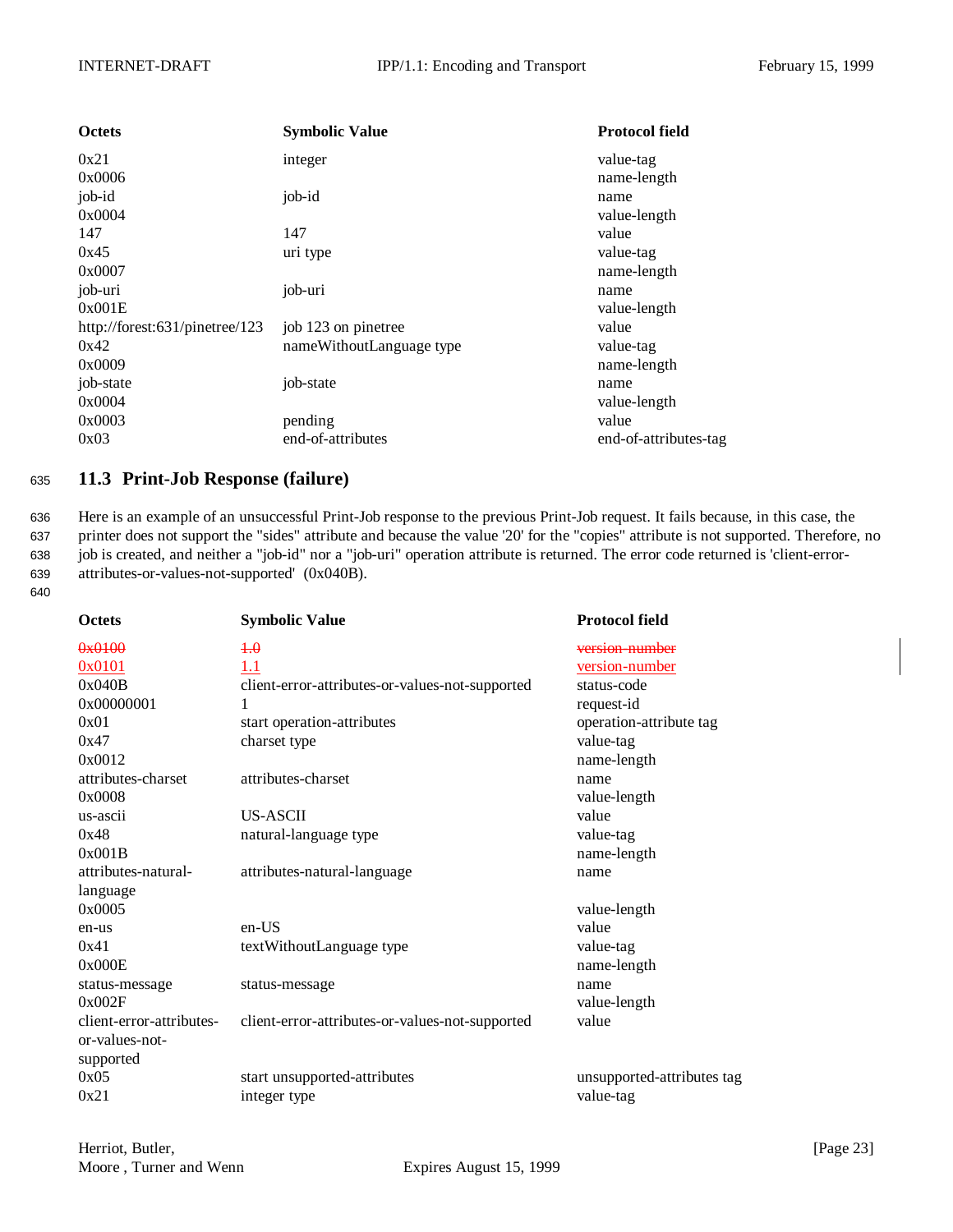| Octets | Symbolic Value | Protocol field |
| --- | --- | --- |
| 0x21 | integer | value-tag |
| 0x0006 | | name-length |
| job-id | job-id | name |
| 0x0004 | | value-length |
| 147 | 147 | value |
| 0x45 | uri type | value-tag |
| 0x0007 | | name-length |
| job-uri | job-uri | name |
| 0x001E | | value-length |
| http://forest:631/pinetree/123 | job 123 on pinetree | value |
| 0x42 | nameWithoutLanguage type | value-tag |
| 0x0009 | | name-length |
| job-state | job-state | name |
| 0x0004 | | value-length |
| 0x0003 | pending | value |
| 0x03 | end-of-attributes | end-of-attributes-tag |

## 11.3 Print-Job Response (failure)

Here is an example of an unsuccessful Print-Job response to the previous Print-Job request. It fails because, in this case, the printer does not support the "sides" attribute and because the value '20' for the "copies" attribute is not supported. Therefore, no job is created, and neither a "job-id" nor a "job-uri" operation attribute is returned. The error code returned is 'client-error-attributes-or-values-not-supported' (0x040B).

| Octets | Symbolic Value | Protocol field |
| --- | --- | --- |
| ~~0x0100~~ | ~~1.0~~ | ~~version-number~~ |
| 0x0101 | 1.1 | version-number |
| 0x040B | client-error-attributes-or-values-not-supported | status-code |
| 0x00000001 | 1 | request-id |
| 0x01 | start operation-attributes | operation-attribute tag |
| 0x47 | charset type | value-tag |
| 0x0012 | | name-length |
| attributes-charset | attributes-charset | name |
| 0x0008 | | value-length |
| us-ascii | US-ASCII | value |
| 0x48 | natural-language type | value-tag |
| 0x001B | | name-length |
| attributes-natural-language | attributes-natural-language | name |
| 0x0005 | | value-length |
| en-us | en-US | value |
| 0x41 | textWithoutLanguage type | value-tag |
| 0x000E | | name-length |
| status-message | status-message | name |
| 0x002F | | value-length |
| client-error-attributes-or-values-not-supported | client-error-attributes-or-values-not-supported | value |
| 0x05 | start unsupported-attributes | unsupported-attributes tag |
| 0x21 | integer type | value-tag |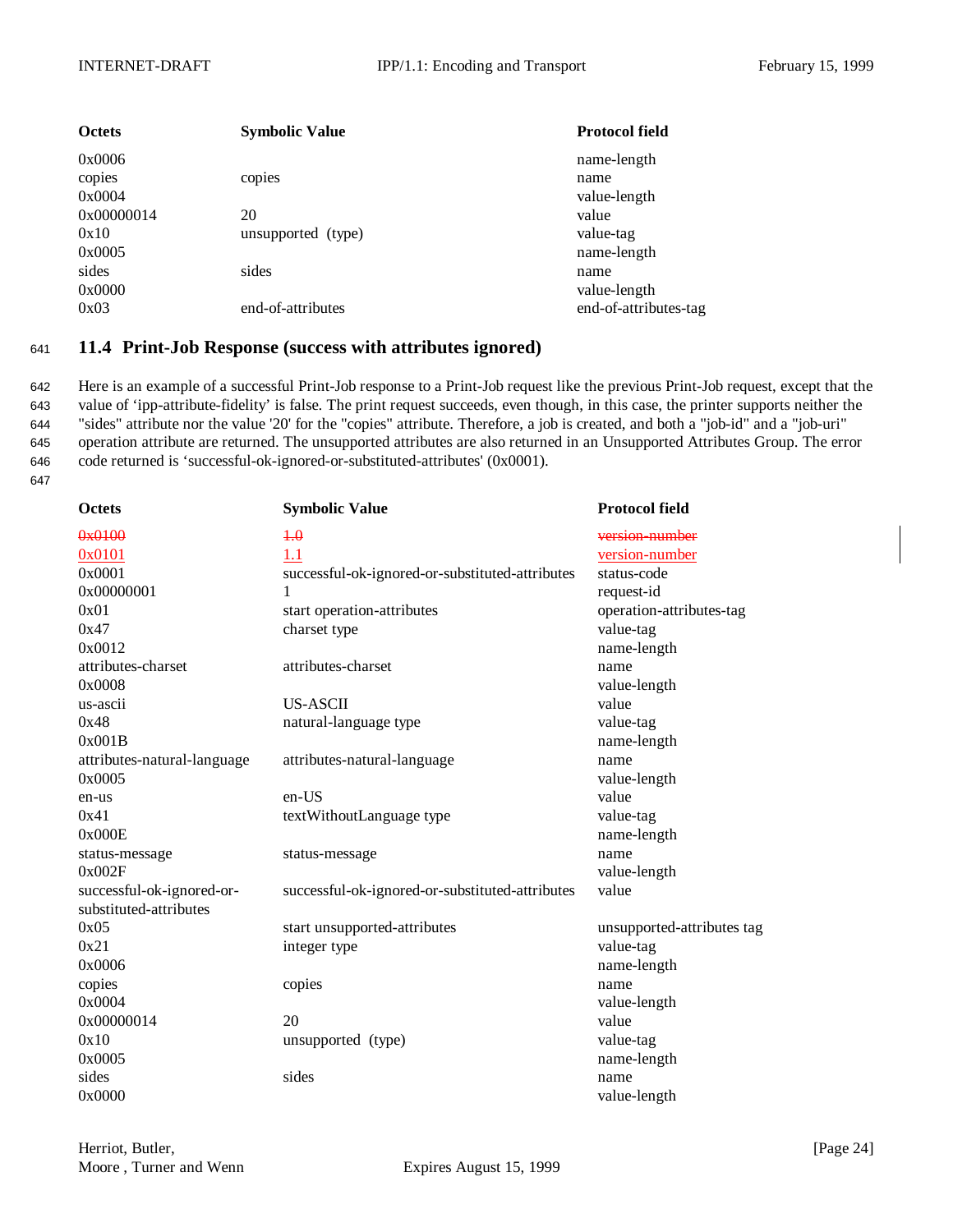| Octets | Symbolic Value | Protocol field |
|---|---|---|
| 0x0006 | | name-length |
| copies | copies | name |
| 0x0004 | | value-length |
| 0x00000014 | 20 | value |
| 0x10 | unsupported (type) | value-tag |
| 0x0005 | | name-length |
| sides | sides | name |
| 0x0000 | | value-length |
| 0x03 | end-of-attributes | end-of-attributes-tag |

## 11.4 Print-Job Response (success with attributes ignored)

Here is an example of a successful Print-Job response to a Print-Job request like the previous Print-Job request, except that the value of 'ipp-attribute-fidelity' is false. The print request succeeds, even though, in this case, the printer supports neither the "sides" attribute nor the value '20' for the "copies" attribute. Therefore, a job is created, and both a "job-id" and a "job-uri" operation attribute are returned. The unsupported attributes are also returned in an Unsupported Attributes Group. The error code returned is 'successful-ok-ignored-or-substituted-attributes' (0x0001).

| Octets | Symbolic Value | Protocol field |
|---|---|---|
| ~~0x0100~~ | ~~1.0~~ | ~~version-number~~ |
| 0x0101 | 1.1 | version-number |
| 0x0001 | successful-ok-ignored-or-substituted-attributes | status-code |
| 0x00000001 | 1 | request-id |
| 0x01 | start operation-attributes | operation-attributes-tag |
| 0x47 | charset type | value-tag |
| 0x0012 | | name-length |
| attributes-charset | attributes-charset | name |
| 0x0008 | | value-length |
| us-ascii | US-ASCII | value |
| 0x48 | natural-language type | value-tag |
| 0x001B | | name-length |
| attributes-natural-language | attributes-natural-language | name |
| 0x0005 | | value-length |
| en-us | en-US | value |
| 0x41 | textWithoutLanguage type | value-tag |
| 0x000E | | name-length |
| status-message | status-message | name |
| 0x002F | | value-length |
| successful-ok-ignored-or-substituted-attributes | successful-ok-ignored-or-substituted-attributes | value |
| 0x05 | start unsupported-attributes | unsupported-attributes tag |
| 0x21 | integer type | value-tag |
| 0x0006 | | name-length |
| copies | copies | name |
| 0x0004 | | value-length |
| 0x00000014 | 20 | value |
| 0x10 | unsupported (type) | value-tag |
| 0x0005 | | name-length |
| sides | sides | name |
| 0x0000 | | value-length |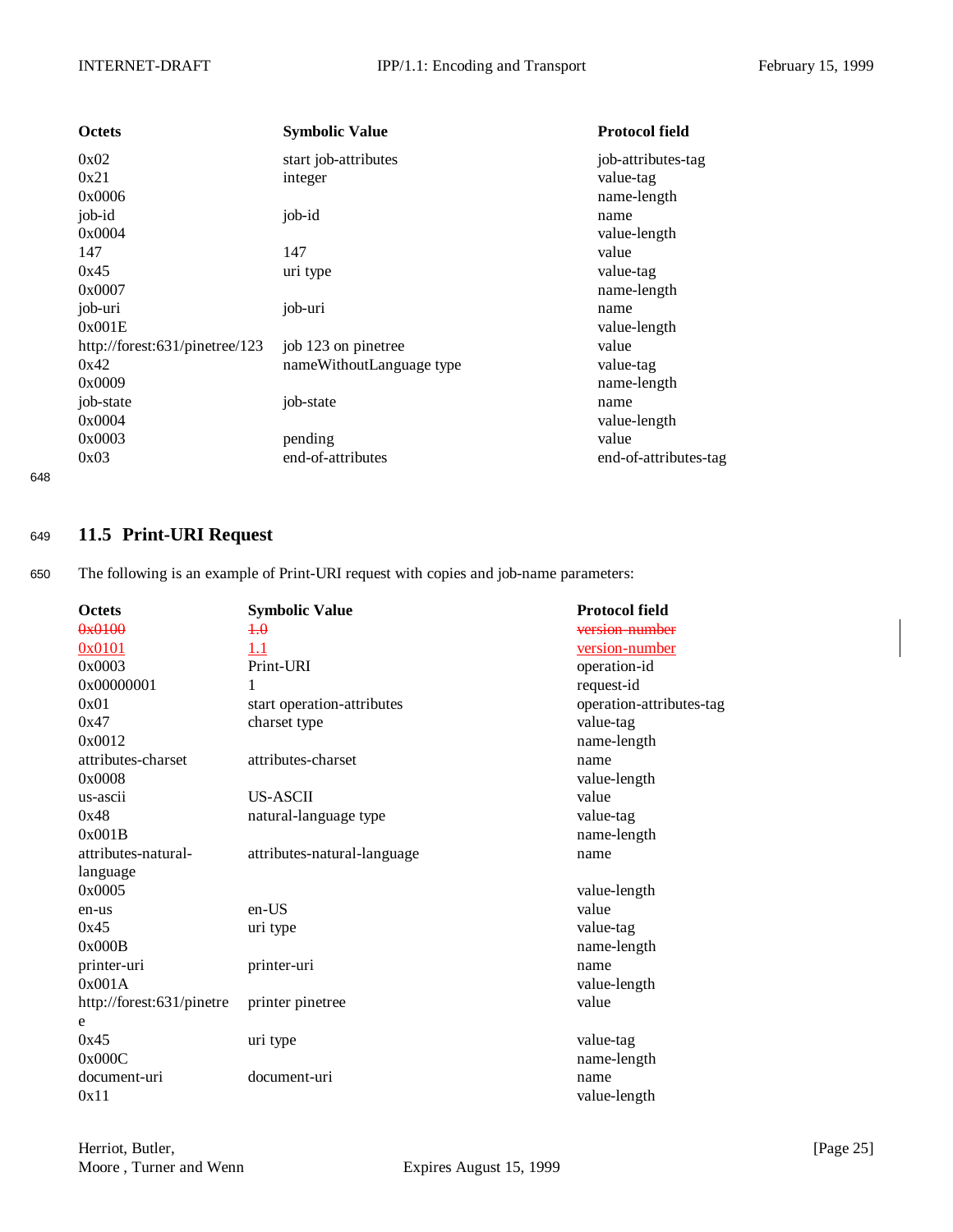| Octets | Symbolic Value | Protocol field |
| --- | --- | --- |
| 0x02 | start job-attributes | job-attributes-tag |
| 0x21 | integer | value-tag |
| 0x0006 | | name-length |
| job-id | job-id | name |
| 0x0004 | | value-length |
| 147 | 147 | value |
| 0x45 | uri type | value-tag |
| 0x0007 | | name-length |
| job-uri | job-uri | name |
| 0x001E | | value-length |
| http://forest:631/pinetree/123 | job 123 on pinetree | value |
| 0x42 | nameWithoutLanguage type | value-tag |
| 0x0009 | | name-length |
| job-state | job-state | name |
| 0x0004 | | value-length |
| 0x0003 | pending | value |
| 0x03 | end-of-attributes | end-of-attributes-tag |

## 11.5 Print-URI Request

The following is an example of Print-URI request with copies and job-name parameters:

| Octets | Symbolic Value | Protocol field |
| --- | --- | --- |
| ~~0x0100~~ | ~~1.0~~ | ~~version-number~~ |
| 0x0101 | 1.1 | version-number |
| 0x0003 | Print-URI | operation-id |
| 0x00000001 | 1 | request-id |
| 0x01 | start operation-attributes | operation-attributes-tag |
| 0x47 | charset type | value-tag |
| 0x0012 | | name-length |
| attributes-charset | attributes-charset | name |
| 0x0008 | | value-length |
| us-ascii | US-ASCII | value |
| 0x48 | natural-language type | value-tag |
| 0x001B | | name-length |
| attributes-natural-language | attributes-natural-language | name |
| 0x0005 | | value-length |
| en-us | en-US | value |
| 0x45 | uri type | value-tag |
| 0x000B | | name-length |
| printer-uri | printer-uri | name |
| 0x001A | | value-length |
| http://forest:631/pinetree | printer pinetree | value |
| 0x45 | uri type | value-tag |
| 0x000C | | name-length |
| document-uri | document-uri | name |
| 0x11 | | value-length |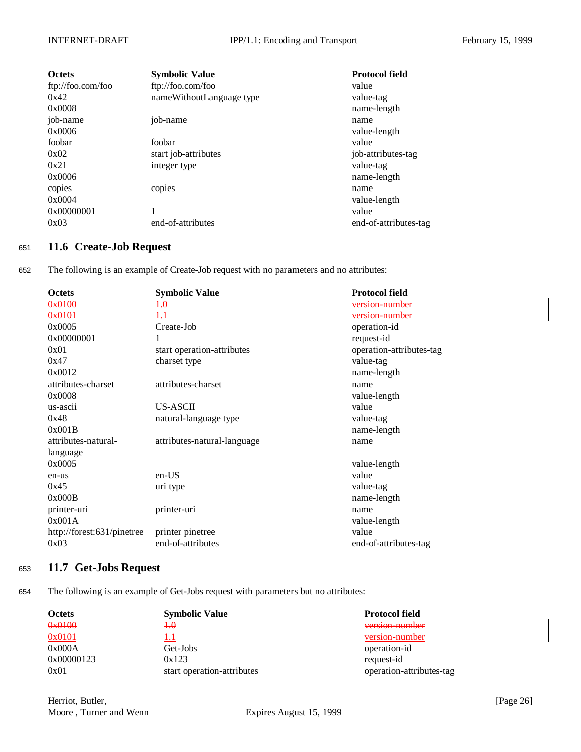| Octets | Symbolic Value | Protocol field |
| --- | --- | --- |
| ftp://foo.com/foo | ftp://foo.com/foo | value |
| 0x42 | nameWithoutLanguage type | value-tag |
| 0x0008 | | name-length |
| job-name | job-name | name |
| 0x0006 | | value-length |
| foobar | foobar | value |
| 0x02 | start job-attributes | job-attributes-tag |
| 0x21 | integer type | value-tag |
| 0x0006 | | name-length |
| copies | copies | name |
| 0x0004 | | value-length |
| 0x00000001 | 1 | value |
| 0x03 | end-of-attributes | end-of-attributes-tag |

## 11.6 Create-Job Request

The following is an example of Create-Job request with no parameters and no attributes:

| Octets | Symbolic Value | Protocol field |
| --- | --- | --- |
| ~~0x0100~~ | ~~1.0~~ | ~~version-number~~ |
| 0x0101 | 1.1 | version-number |
| 0x0005 | Create-Job | operation-id |
| 0x00000001 | 1 | request-id |
| 0x01 | start operation-attributes | operation-attributes-tag |
| 0x47 | charset type | value-tag |
| 0x0012 | | name-length |
| attributes-charset | attributes-charset | name |
| 0x0008 | | value-length |
| us-ascii | US-ASCII | value |
| 0x48 | natural-language type | value-tag |
| 0x001B | | name-length |
| attributes-natural-language | attributes-natural-language | name |
| 0x0005 | | value-length |
| en-us | en-US | value |
| 0x45 | uri type | value-tag |
| 0x000B | | name-length |
| printer-uri | printer-uri | name |
| 0x001A | | value-length |
| http://forest:631/pinetree | printer pinetree | value |
| 0x03 | end-of-attributes | end-of-attributes-tag |

## 11.7 Get-Jobs Request

The following is an example of Get-Jobs request with parameters but no attributes:

| Octets | Symbolic Value | Protocol field |
| --- | --- | --- |
| ~~0x0100~~ | ~~1.0~~ | ~~version-number~~ |
| 0x0101 | 1.1 | version-number |
| 0x000A | Get-Jobs | operation-id |
| 0x00000123 | 0x123 | request-id |
| 0x01 | start operation-attributes | operation-attributes-tag |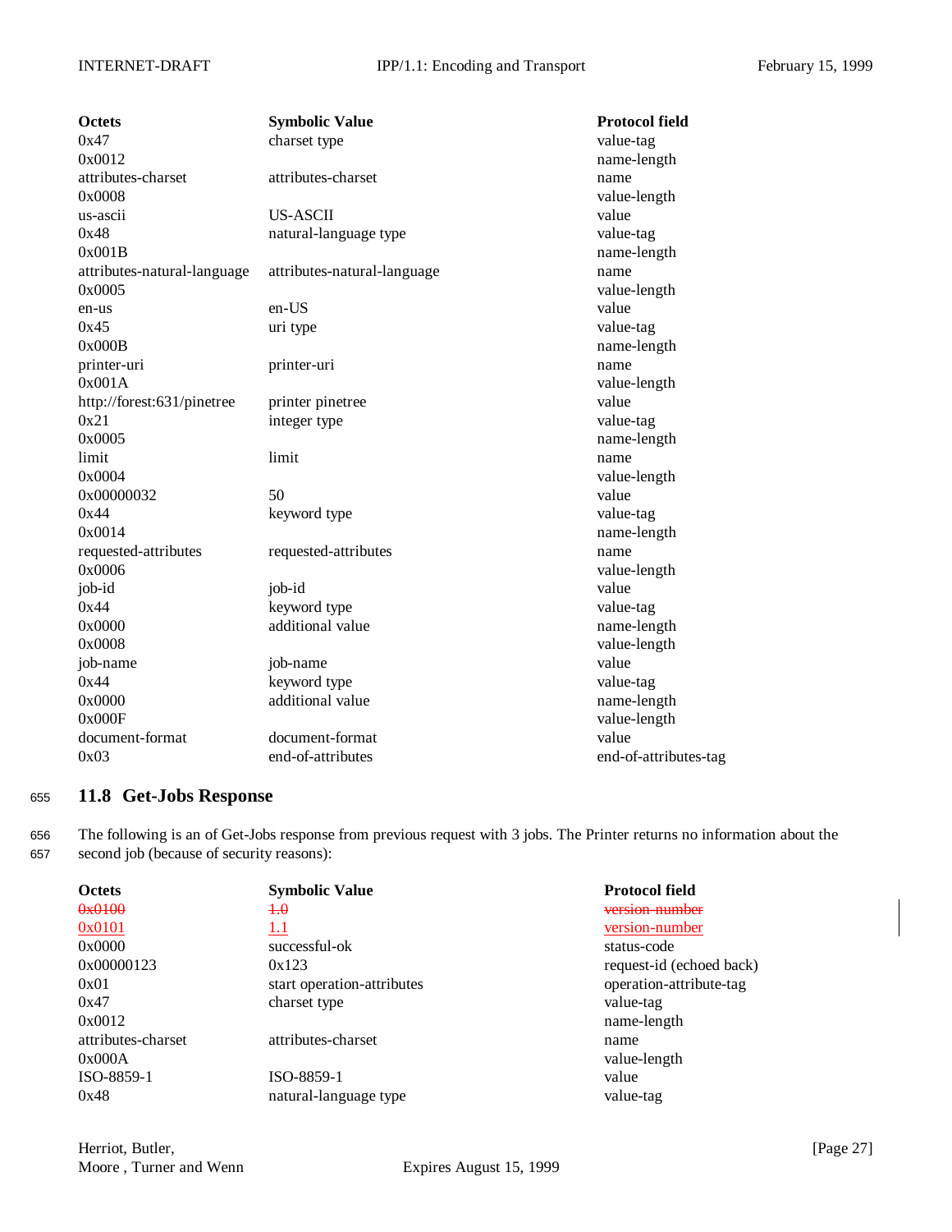| Octets | Symbolic Value | Protocol field |
|---|---|---|
| 0x47 | charset type | value-tag |
| 0x0012 | | name-length |
| attributes-charset | attributes-charset | name |
| 0x0008 | | value-length |
| us-ascii | US-ASCII | value |
| 0x48 | natural-language type | value-tag |
| 0x001B | | name-length |
| attributes-natural-language | attributes-natural-language | name |
| 0x0005 | | value-length |
| en-us | en-US | value |
| 0x45 | uri type | value-tag |
| 0x000B | | name-length |
| printer-uri | printer-uri | name |
| 0x001A | | value-length |
| http://forest:631/pinetree | printer pinetree | value |
| 0x21 | integer type | value-tag |
| 0x0005 | | name-length |
| limit | limit | name |
| 0x0004 | | value-length |
| 0x00000032 | 50 | value |
| 0x44 | keyword type | value-tag |
| 0x0014 | | name-length |
| requested-attributes | requested-attributes | name |
| 0x0006 | | value-length |
| job-id | job-id | value |
| 0x44 | keyword type | value-tag |
| 0x0000 | additional value | name-length |
| 0x0008 | | value-length |
| job-name | job-name | value |
| 0x44 | keyword type | value-tag |
| 0x0000 | additional value | name-length |
| 0x000F | | value-length |
| document-format | document-format | value |
| 0x03 | end-of-attributes | end-of-attributes-tag |

## 11.8 Get-Jobs Response

The following is an of Get-Jobs response from previous request with 3 jobs. The Printer returns no information about the second job (because of security reasons):

| Octets | Symbolic Value | Protocol field |
|---|---|---|
| ~~0x0100~~ | ~~1.0~~ | ~~version-number~~ |
| 0x0101 | 1.1 | version-number |
| 0x0000 | successful-ok | status-code |
| 0x00000123 | 0x123 | request-id (echoed back) |
| 0x01 | start operation-attributes | operation-attribute-tag |
| 0x47 | charset type | value-tag |
| 0x0012 | | name-length |
| attributes-charset | attributes-charset | name |
| 0x000A | | value-length |
| ISO-8859-1 | ISO-8859-1 | value |
| 0x48 | natural-language type | value-tag |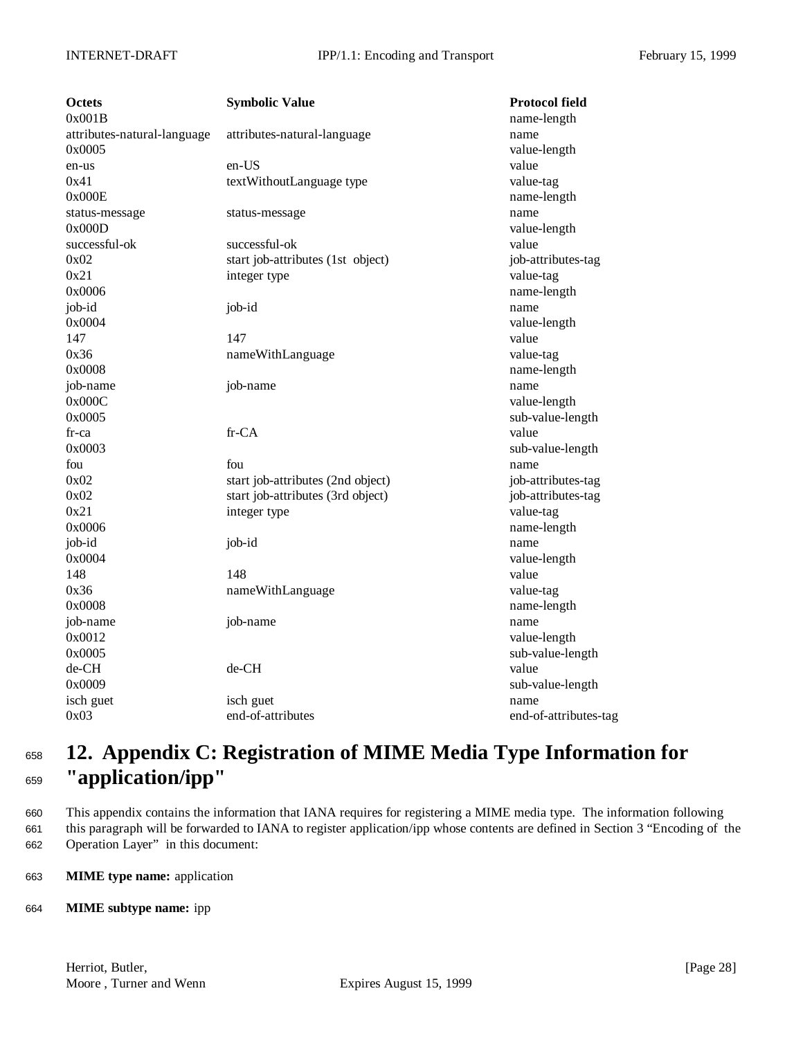| Octets | Symbolic Value | Protocol field |
|---|---|---|
| 0x001B | | name-length |
| attributes-natural-language | attributes-natural-language | name |
| 0x0005 | | value-length |
| en-us | en-US | value |
| 0x41 | textWithoutLanguage type | value-tag |
| 0x000E | | name-length |
| status-message | status-message | name |
| 0x000D | | value-length |
| successful-ok | successful-ok | value |
| 0x02 | start job-attributes (1st object) | job-attributes-tag |
| 0x21 | integer type | value-tag |
| 0x0006 | | name-length |
| job-id | job-id | name |
| 0x0004 | | value-length |
| 147 | 147 | value |
| 0x36 | nameWithLanguage | value-tag |
| 0x0008 | | name-length |
| job-name | job-name | name |
| 0x000C | | value-length |
| 0x0005 | | sub-value-length |
| fr-ca | fr-CA | value |
| 0x0003 | | sub-value-length |
| fou | fou | name |
| 0x02 | start job-attributes (2nd object) | job-attributes-tag |
| 0x02 | start job-attributes (3rd object) | job-attributes-tag |
| 0x21 | integer type | value-tag |
| 0x0006 | | name-length |
| job-id | job-id | name |
| 0x0004 | | value-length |
| 148 | 148 | value |
| 0x36 | nameWithLanguage | value-tag |
| 0x0008 | | name-length |
| job-name | job-name | name |
| 0x0012 | | value-length |
| 0x0005 | | sub-value-length |
| de-CH | de-CH | value |
| 0x0009 | | sub-value-length |
| isch guet | isch guet | name |
| 0x03 | end-of-attributes | end-of-attributes-tag |

# 12. Appendix C: Registration of MIME Media Type Information for "application/ipp"

This appendix contains the information that IANA requires for registering a MIME media type. The information following this paragraph will be forwarded to IANA to register application/ipp whose contents are defined in Section 3 "Encoding of the Operation Layer" in this document:

**MIME type name:** application

**MIME subtype name:** ipp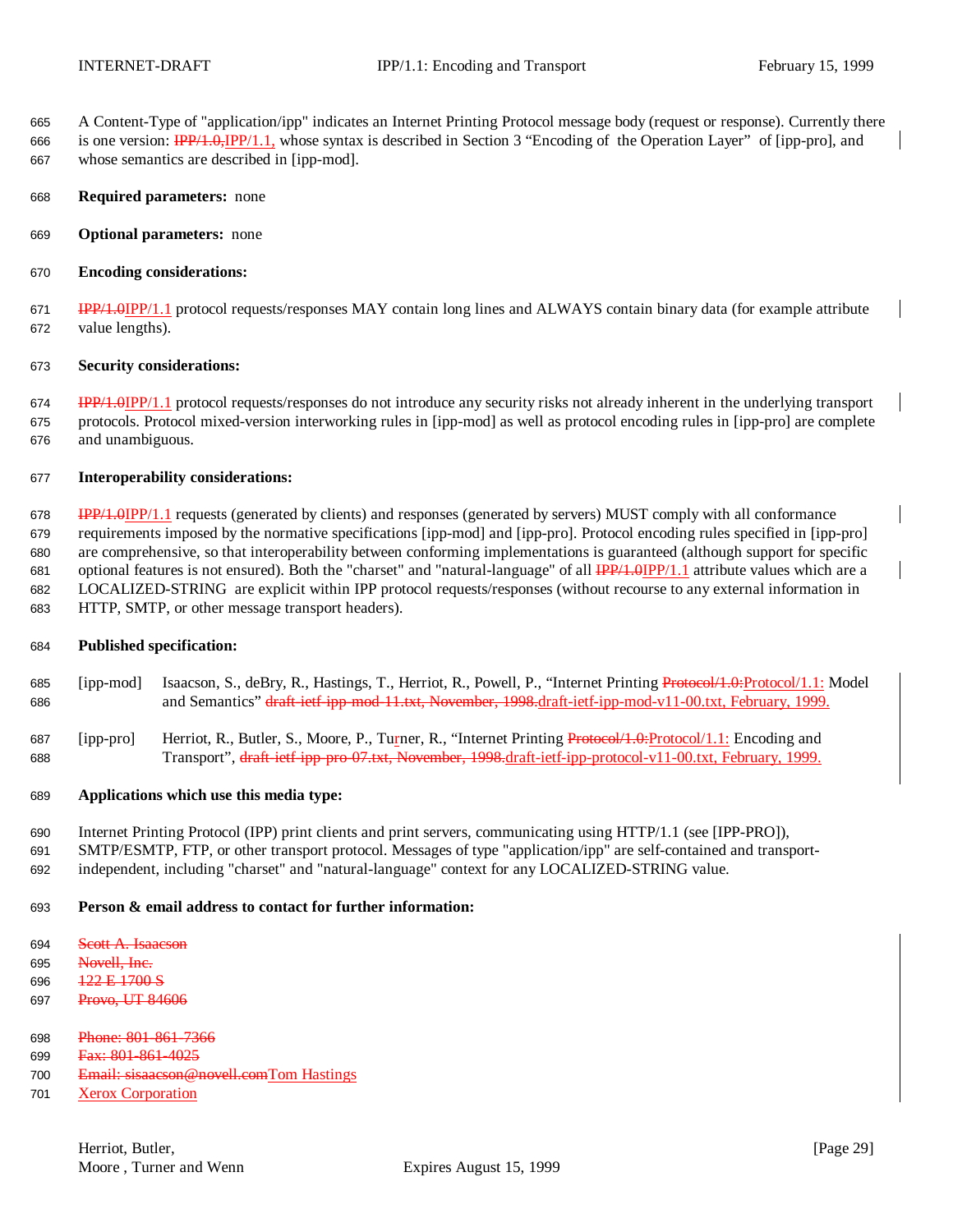A Content-Type of "application/ipp" indicates an Internet Printing Protocol message body (request or response). Currently there is one version: ~~IPP/1.0,~~IPP/1.1, whose syntax is described in Section 3 "Encoding of the Operation Layer" of [ipp-pro], and whose semantics are described in [ipp-mod].

**Required parameters:** none

**Optional parameters:** none

**Encoding considerations:**

~~IPP/1.0~~IPP/1.1 protocol requests/responses MAY contain long lines and ALWAYS contain binary data (for example attribute value lengths).

**Security considerations:**

~~IPP/1.0~~IPP/1.1 protocol requests/responses do not introduce any security risks not already inherent in the underlying transport protocols. Protocol mixed-version interworking rules in [ipp-mod] as well as protocol encoding rules in [ipp-pro] are complete and unambiguous.

**Interoperability considerations:**

~~IPP/1.0~~IPP/1.1 requests (generated by clients) and responses (generated by servers) MUST comply with all conformance requirements imposed by the normative specifications [ipp-mod] and [ipp-pro]. Protocol encoding rules specified in [ipp-pro] are comprehensive, so that interoperability between conforming implementations is guaranteed (although support for specific optional features is not ensured). Both the "charset" and "natural-language" of all ~~IPP/1.0~~IPP/1.1 attribute values which are a LOCALIZED-STRING are explicit within IPP protocol requests/responses (without recourse to any external information in HTTP, SMTP, or other message transport headers).

**Published specification:**

[ipp-mod] Isaacson, S., deBry, R., Hastings, T., Herriot, R., Powell, P., "Internet Printing ~~Protocol/1.0:~~Protocol/1.1: Model and Semantics" ~~draft-ietf-ipp-mod-11.txt, November, 1998.~~draft-ietf-ipp-mod-v11-00.txt, February, 1999.

[ipp-pro] Herriot, R., Butler, S., Moore, P., Turner, R., "Internet Printing ~~Protocol/1.0:~~Protocol/1.1: Encoding and Transport", ~~draft-ietf-ipp-pro-07.txt, November, 1998.~~draft-ietf-ipp-protocol-v11-00.txt, February, 1999.

**Applications which use this media type:**

Internet Printing Protocol (IPP) print clients and print servers, communicating using HTTP/1.1 (see [IPP-PRO]), SMTP/ESMTP, FTP, or other transport protocol. Messages of type "application/ipp" are self-contained and transport-independent, including "charset" and "natural-language" context for any LOCALIZED-STRING value.

**Person & email address to contact for further information:**

~~Scott A. Isaacson~~
~~Novell, Inc.~~
~~122 E 1700 S~~
~~Provo, UT 84606~~

~~Phone: 801-861-7366~~
~~Fax: 801-861-4025~~
~~Email: sisaacson@novell.com~~Tom Hastings
Xerox Corporation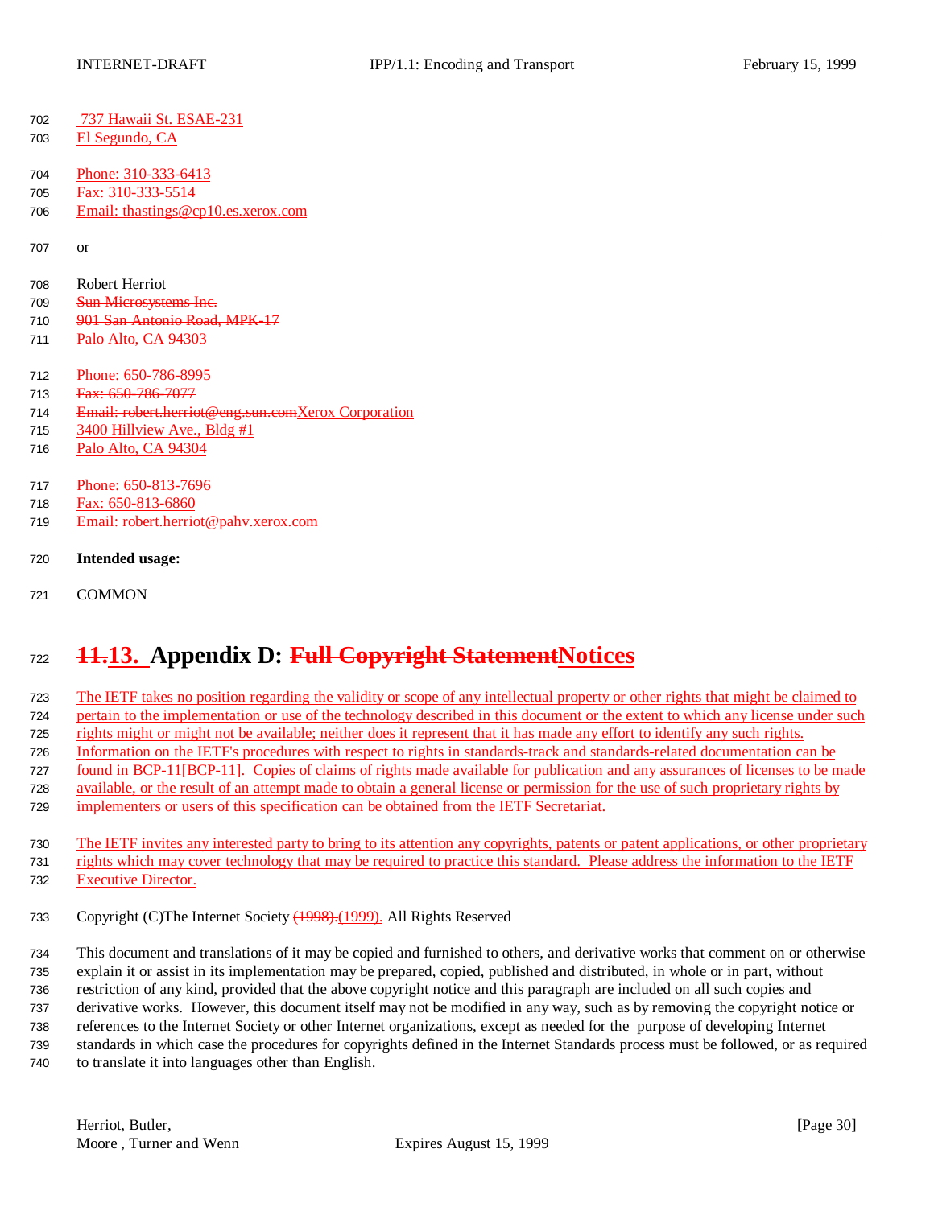737 Hawaii St. ESAE-231
El Segundo, CA

Phone: 310-333-6413
Fax: 310-333-5514
Email: thastings@cp10.es.xerox.com

or

Robert Herriot
~~Sun Microsystems Inc.~~
~~901 San Antonio Road, MPK-17~~
~~Palo Alto, CA 94303~~

~~Phone: 650-786-8995~~
~~Fax: 650-786-7077~~
~~Email: robert.herriot@eng.sun.com~~Xerox Corporation
3400 Hillview Ave., Bldg #1
Palo Alto, CA 94304

Phone: 650-813-7696
Fax: 650-813-6860
Email: robert.herriot@pahv.xerox.com

**Intended usage:**

COMMON

# ~~11.~~13. Appendix D: ~~Full Copyright Statement~~Notices

The IETF takes no position regarding the validity or scope of any intellectual property or other rights that might be claimed to pertain to the implementation or use of the technology described in this document or the extent to which any license under such rights might or might not be available; neither does it represent that it has made any effort to identify any such rights. Information on the IETF's procedures with respect to rights in standards-track and standards-related documentation can be found in BCP-11[BCP-11]. Copies of claims of rights made available for publication and any assurances of licenses to be made available, or the result of an attempt made to obtain a general license or permission for the use of such proprietary rights by implementers or users of this specification can be obtained from the IETF Secretariat.

The IETF invites any interested party to bring to its attention any copyrights, patents or patent applications, or other proprietary rights which may cover technology that may be required to practice this standard. Please address the information to the IETF Executive Director.

Copyright (C)The Internet Society ~~(1998).~~(1999). All Rights Reserved

This document and translations of it may be copied and furnished to others, and derivative works that comment on or otherwise explain it or assist in its implementation may be prepared, copied, published and distributed, in whole or in part, without restriction of any kind, provided that the above copyright notice and this paragraph are included on all such copies and derivative works. However, this document itself may not be modified in any way, such as by removing the copyright notice or references to the Internet Society or other Internet organizations, except as needed for the purpose of developing Internet standards in which case the procedures for copyrights defined in the Internet Standards process must be followed, or as required to translate it into languages other than English.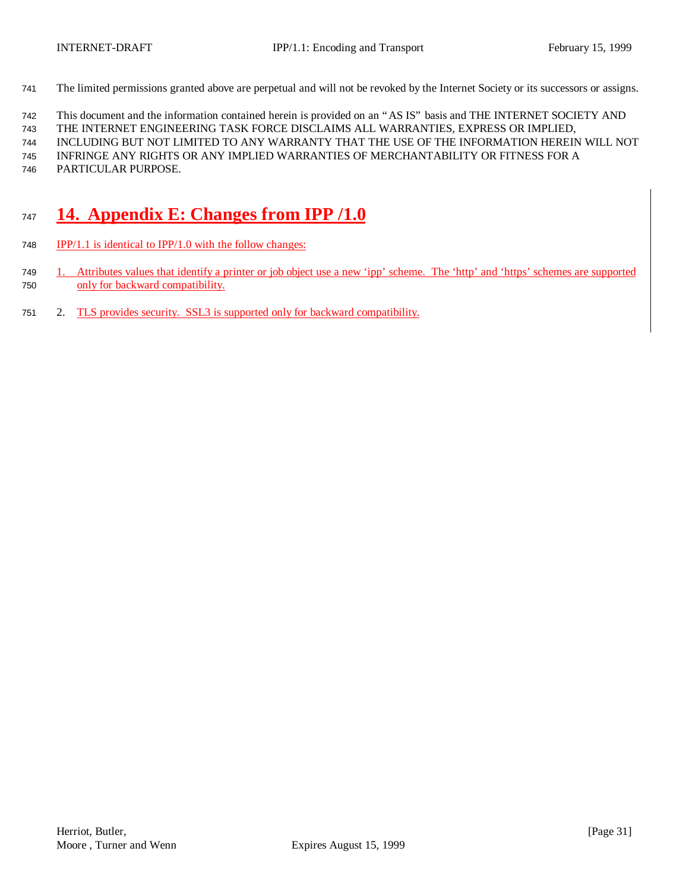The limited permissions granted above are perpetual and will not be revoked by the Internet Society or its successors or assigns.

This document and the information contained herein is provided on an "AS IS" basis and THE INTERNET SOCIETY AND THE INTERNET ENGINEERING TASK FORCE DISCLAIMS ALL WARRANTIES, EXPRESS OR IMPLIED, INCLUDING BUT NOT LIMITED TO ANY WARRANTY THAT THE USE OF THE INFORMATION HEREIN WILL NOT INFRINGE ANY RIGHTS OR ANY IMPLIED WARRANTIES OF MERCHANTABILITY OR FITNESS FOR A PARTICULAR PURPOSE.

# 14. Appendix E: Changes from IPP /1.0

IPP/1.1 is identical to IPP/1.0 with the follow changes:

1. Attributes values that identify a printer or job object use a new 'ipp' scheme. The 'http' and 'https' schemes are supported only for backward compatibility.
2. TLS provides security. SSL3 is supported only for backward compatibility.